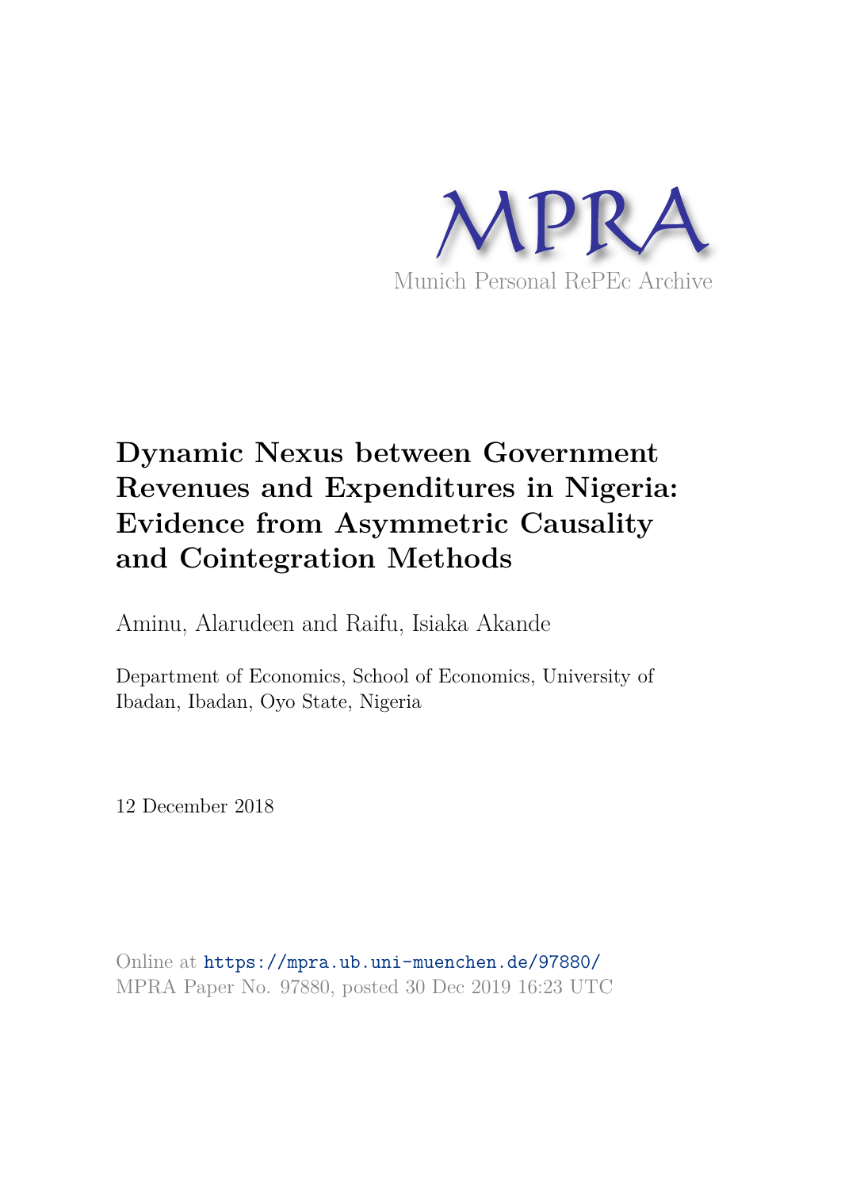MPRA

Munich Personal RePEc Archive

# Dynamic Nexus between Government Revenues and Expenditures in Nigeria: Evidence from Asymmetric Causality and Cointegration Methods

Aminu, Alarudeen and Raifu, Isiaka Akande

Department of Economics, School of Economics, University of Ibadan, Ibadan, Oyo State, Nigeria

12 December 2018

Online at https://mpra.ub.uni-muenchen.de/97880/
MPRA Paper No. 97880, posted 30 Dec 2019 16:23 UTC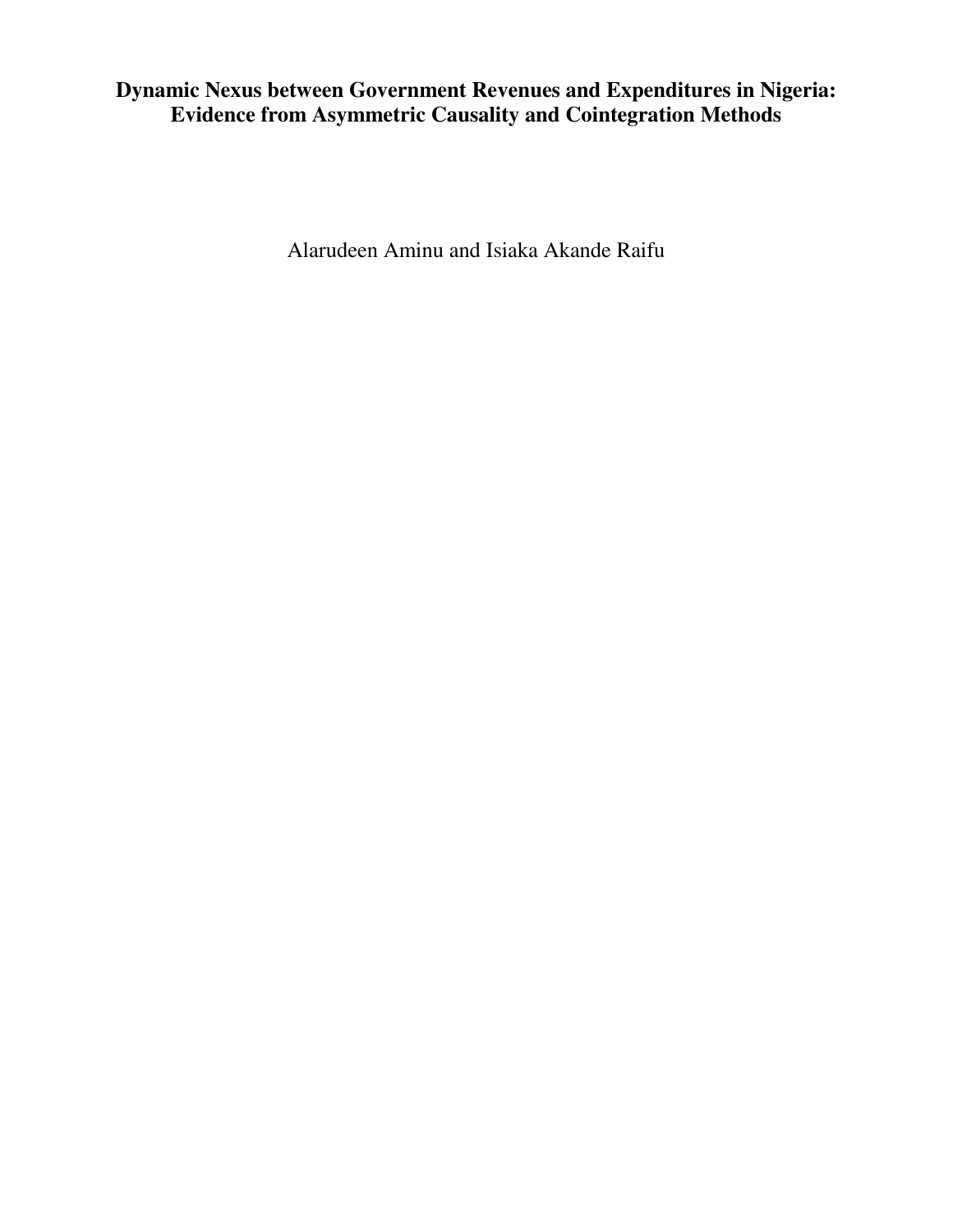**Dynamic Nexus between Government Revenues and Expenditures in Nigeria: Evidence from Asymmetric Causality and Cointegration Methods**

Alarudeen Aminu and Isiaka Akande Raifu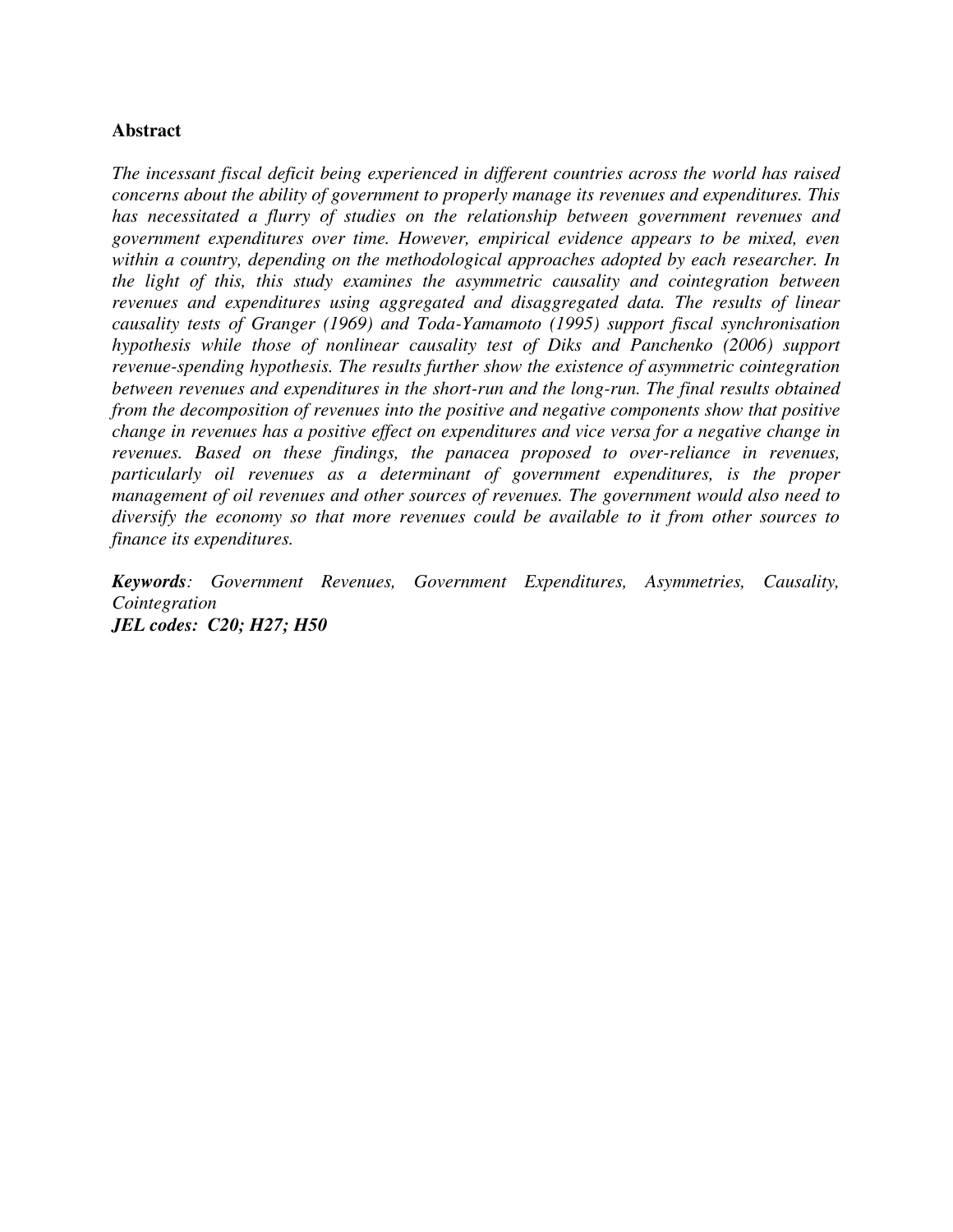## Abstract

*The incessant fiscal deficit being experienced in different countries across the world has raised concerns about the ability of government to properly manage its revenues and expenditures. This has necessitated a flurry of studies on the relationship between government revenues and government expenditures over time. However, empirical evidence appears to be mixed, even within a country, depending on the methodological approaches adopted by each researcher. In the light of this, this study examines the asymmetric causality and cointegration between revenues and expenditures using aggregated and disaggregated data. The results of linear causality tests of Granger (1969) and Toda-Yamamoto (1995) support fiscal synchronisation hypothesis while those of nonlinear causality test of Diks and Panchenko (2006) support revenue-spending hypothesis. The results further show the existence of asymmetric cointegration between revenues and expenditures in the short-run and the long-run. The final results obtained from the decomposition of revenues into the positive and negative components show that positive change in revenues has a positive effect on expenditures and vice versa for a negative change in revenues. Based on these findings, the panacea proposed to over-reliance in revenues, particularly oil revenues as a determinant of government expenditures, is the proper management of oil revenues and other sources of revenues. The government would also need to diversify the economy so that more revenues could be available to it from other sources to finance its expenditures.*

***Keywords***: *Government Revenues, Government Expenditures, Asymmetries, Causality, Cointegration*
***JEL codes: C20; H27; H50***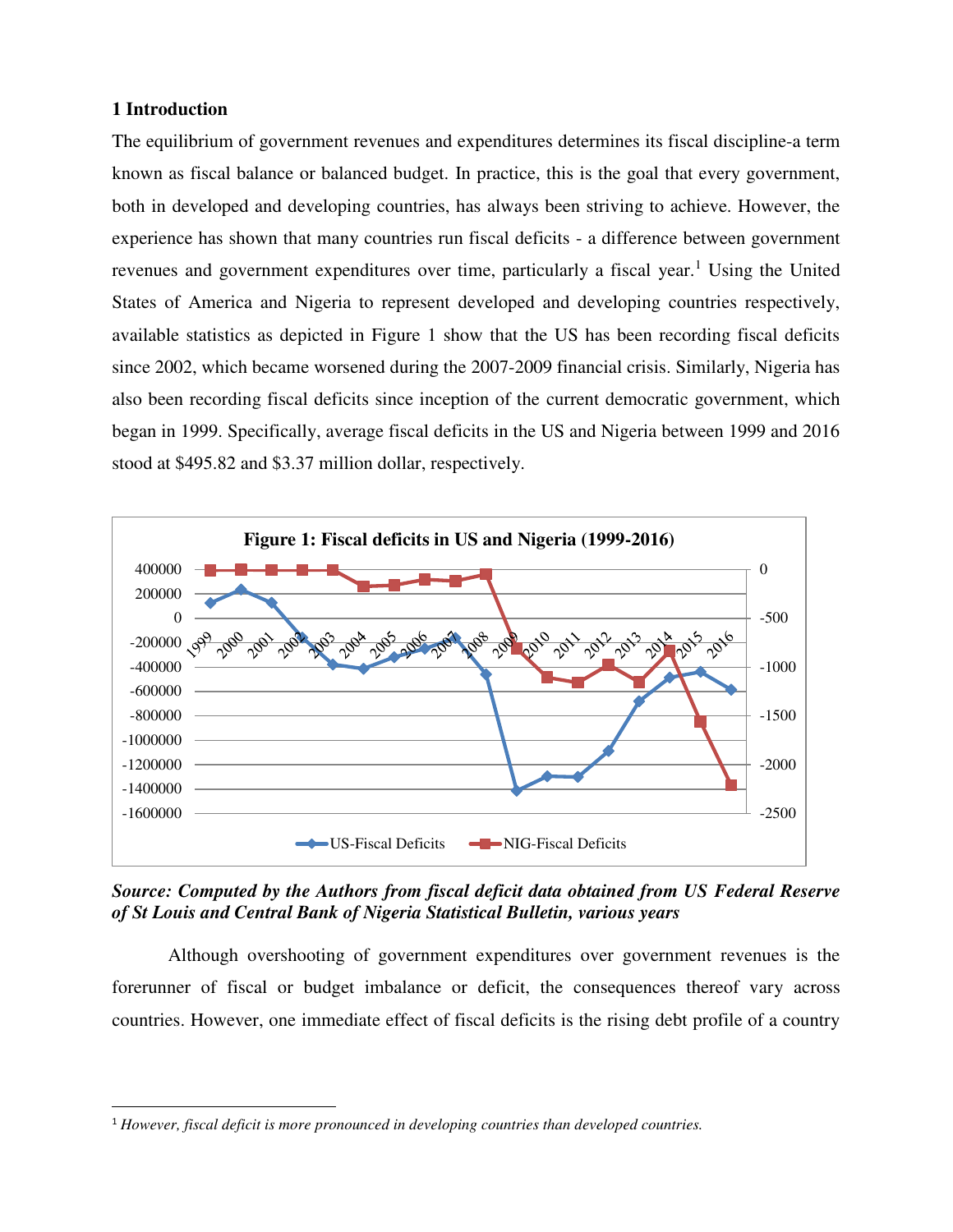## 1 Introduction

The equilibrium of government revenues and expenditures determines its fiscal discipline-a term known as fiscal balance or balanced budget. In practice, this is the goal that every government, both in developed and developing countries, has always been striving to achieve. However, the experience has shown that many countries run fiscal deficits - a difference between government revenues and government expenditures over time, particularly a fiscal year.[1] Using the United States of America and Nigeria to represent developed and developing countries respectively, available statistics as depicted in Figure 1 show that the US has been recording fiscal deficits since 2002, which became worsened during the 2007-2009 financial crisis. Similarly, Nigeria has also been recording fiscal deficits since inception of the current democratic government, which began in 1999. Specifically, average fiscal deficits in the US and Nigeria between 1999 and 2016 stood at $495.82 and $3.37 million dollar, respectively.

**Figure 1: Fiscal deficits in US and Nigeria (1999-2016)**

***Source: Computed by the Authors from fiscal deficit data obtained from US Federal Reserve of St Louis and Central Bank of Nigeria Statistical Bulletin, various years***

Although overshooting of government expenditures over government revenues is the forerunner of fiscal or budget imbalance or deficit, the consequences thereof vary across countries. However, one immediate effect of fiscal deficits is the rising debt profile of a country

---

[1] *However, fiscal deficit is more pronounced in developing countries than developed countries.*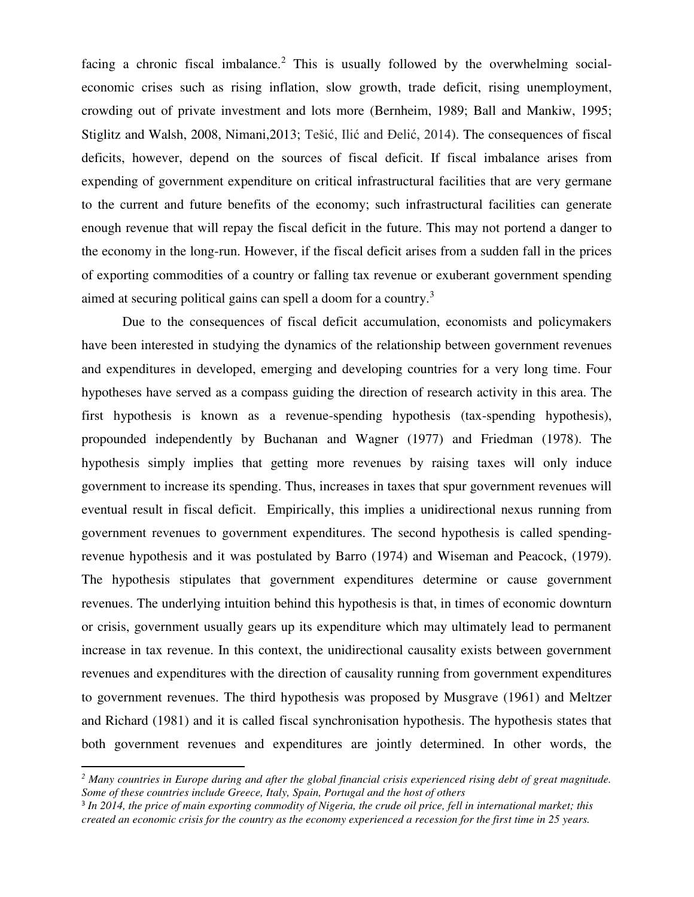facing a chronic fiscal imbalance.[2] This is usually followed by the overwhelming social-economic crises such as rising inflation, slow growth, trade deficit, rising unemployment, crowding out of private investment and lots more (Bernheim, 1989; Ball and Mankiw, 1995; Stiglitz and Walsh, 2008, Nimani,2013; Tešić, Ilić and Đelić, 2014). The consequences of fiscal deficits, however, depend on the sources of fiscal deficit. If fiscal imbalance arises from expending of government expenditure on critical infrastructural facilities that are very germane to the current and future benefits of the economy; such infrastructural facilities can generate enough revenue that will repay the fiscal deficit in the future. This may not portend a danger to the economy in the long-run. However, if the fiscal deficit arises from a sudden fall in the prices of exporting commodities of a country or falling tax revenue or exuberant government spending aimed at securing political gains can spell a doom for a country.[3]

Due to the consequences of fiscal deficit accumulation, economists and policymakers have been interested in studying the dynamics of the relationship between government revenues and expenditures in developed, emerging and developing countries for a very long time. Four hypotheses have served as a compass guiding the direction of research activity in this area. The first hypothesis is known as a revenue-spending hypothesis (tax-spending hypothesis), propounded independently by Buchanan and Wagner (1977) and Friedman (1978). The hypothesis simply implies that getting more revenues by raising taxes will only induce government to increase its spending. Thus, increases in taxes that spur government revenues will eventual result in fiscal deficit. Empirically, this implies a unidirectional nexus running from government revenues to government expenditures. The second hypothesis is called spending-revenue hypothesis and it was postulated by Barro (1974) and Wiseman and Peacock, (1979). The hypothesis stipulates that government expenditures determine or cause government revenues. The underlying intuition behind this hypothesis is that, in times of economic downturn or crisis, government usually gears up its expenditure which may ultimately lead to permanent increase in tax revenue. In this context, the unidirectional causality exists between government revenues and expenditures with the direction of causality running from government expenditures to government revenues. The third hypothesis was proposed by Musgrave (1961) and Meltzer and Richard (1981) and it is called fiscal synchronisation hypothesis. The hypothesis states that both government revenues and expenditures are jointly determined. In other words, the

---

[2] *Many countries in Europe during and after the global financial crisis experienced rising debt of great magnitude. Some of these countries include Greece, Italy, Spain, Portugal and the host of others*

[3] *In 2014, the price of main exporting commodity of Nigeria, the crude oil price, fell in international market; this created an economic crisis for the country as the economy experienced a recession for the first time in 25 years.*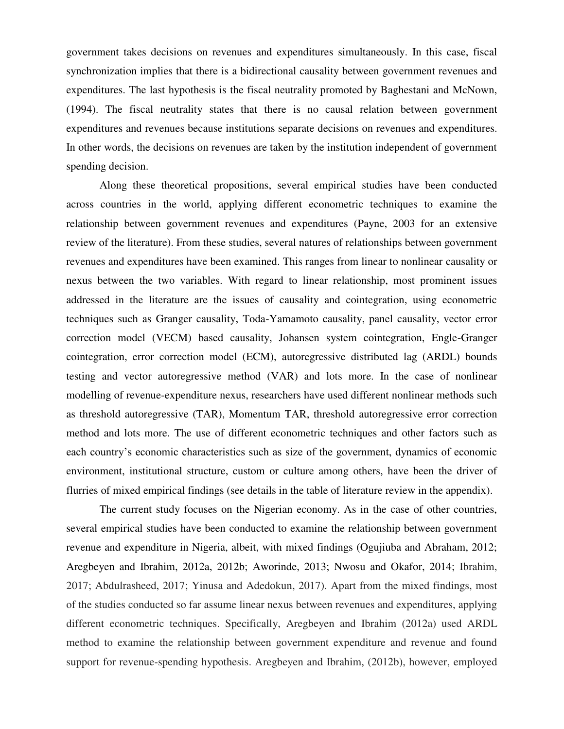government takes decisions on revenues and expenditures simultaneously. In this case, fiscal synchronization implies that there is a bidirectional causality between government revenues and expenditures. The last hypothesis is the fiscal neutrality promoted by Baghestani and McNown, (1994). The fiscal neutrality states that there is no causal relation between government expenditures and revenues because institutions separate decisions on revenues and expenditures. In other words, the decisions on revenues are taken by the institution independent of government spending decision.

Along these theoretical propositions, several empirical studies have been conducted across countries in the world, applying different econometric techniques to examine the relationship between government revenues and expenditures (Payne, 2003 for an extensive review of the literature). From these studies, several natures of relationships between government revenues and expenditures have been examined. This ranges from linear to nonlinear causality or nexus between the two variables. With regard to linear relationship, most prominent issues addressed in the literature are the issues of causality and cointegration, using econometric techniques such as Granger causality, Toda-Yamamoto causality, panel causality, vector error correction model (VECM) based causality, Johansen system cointegration, Engle-Granger cointegration, error correction model (ECM), autoregressive distributed lag (ARDL) bounds testing and vector autoregressive method (VAR) and lots more. In the case of nonlinear modelling of revenue-expenditure nexus, researchers have used different nonlinear methods such as threshold autoregressive (TAR), Momentum TAR, threshold autoregressive error correction method and lots more. The use of different econometric techniques and other factors such as each country's economic characteristics such as size of the government, dynamics of economic environment, institutional structure, custom or culture among others, have been the driver of flurries of mixed empirical findings (see details in the table of literature review in the appendix).

The current study focuses on the Nigerian economy. As in the case of other countries, several empirical studies have been conducted to examine the relationship between government revenue and expenditure in Nigeria, albeit, with mixed findings (Ogujiuba and Abraham, 2012; Aregbeyen and Ibrahim, 2012a, 2012b; Aworinde, 2013; Nwosu and Okafor, 2014; Ibrahim, 2017; Abdulrasheed, 2017; Yinusa and Adedokun, 2017). Apart from the mixed findings, most of the studies conducted so far assume linear nexus between revenues and expenditures, applying different econometric techniques. Specifically, Aregbeyen and Ibrahim (2012a) used ARDL method to examine the relationship between government expenditure and revenue and found support for revenue-spending hypothesis. Aregbeyen and Ibrahim, (2012b), however, employed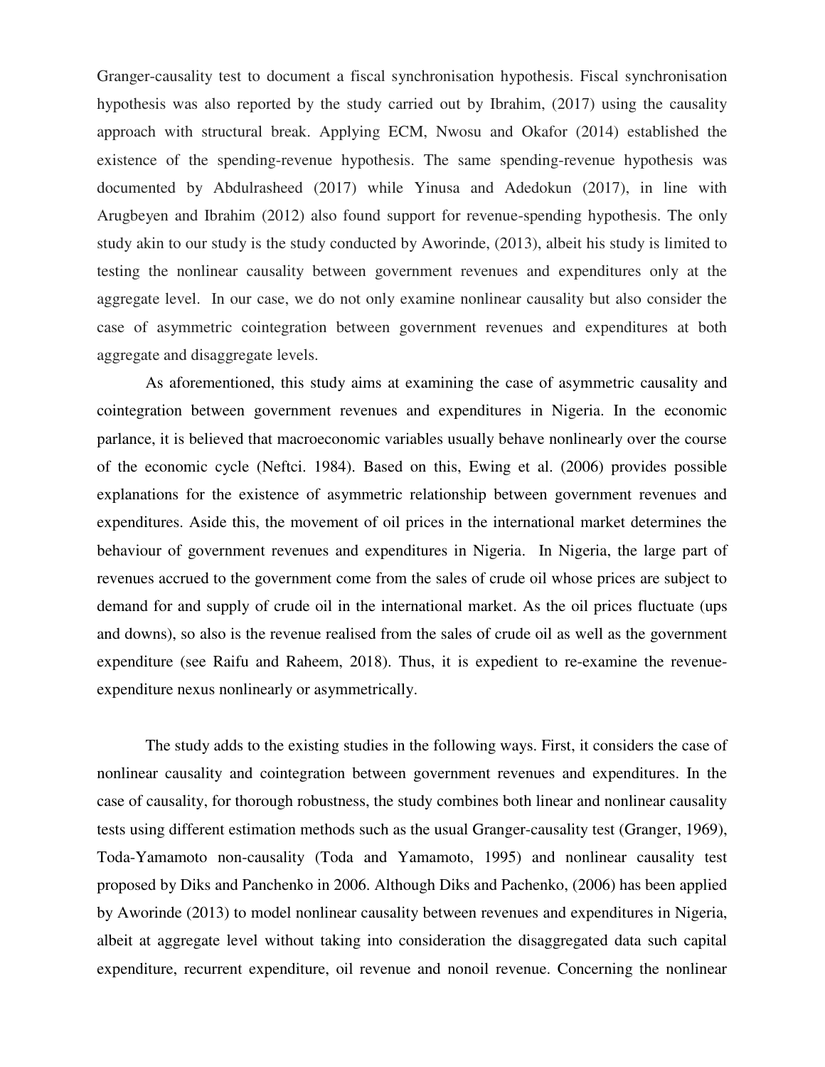Granger-causality test to document a fiscal synchronisation hypothesis. Fiscal synchronisation hypothesis was also reported by the study carried out by Ibrahim, (2017) using the causality approach with structural break. Applying ECM, Nwosu and Okafor (2014) established the existence of the spending-revenue hypothesis. The same spending-revenue hypothesis was documented by Abdulrasheed (2017) while Yinusa and Adedokun (2017), in line with Arugbeyen and Ibrahim (2012) also found support for revenue-spending hypothesis. The only study akin to our study is the study conducted by Aworinde, (2013), albeit his study is limited to testing the nonlinear causality between government revenues and expenditures only at the aggregate level. In our case, we do not only examine nonlinear causality but also consider the case of asymmetric cointegration between government revenues and expenditures at both aggregate and disaggregate levels.

As aforementioned, this study aims at examining the case of asymmetric causality and cointegration between government revenues and expenditures in Nigeria. In the economic parlance, it is believed that macroeconomic variables usually behave nonlinearly over the course of the economic cycle (Neftci. 1984). Based on this, Ewing et al. (2006) provides possible explanations for the existence of asymmetric relationship between government revenues and expenditures. Aside this, the movement of oil prices in the international market determines the behaviour of government revenues and expenditures in Nigeria. In Nigeria, the large part of revenues accrued to the government come from the sales of crude oil whose prices are subject to demand for and supply of crude oil in the international market. As the oil prices fluctuate (ups and downs), so also is the revenue realised from the sales of crude oil as well as the government expenditure (see Raifu and Raheem, 2018). Thus, it is expedient to re-examine the revenue-expenditure nexus nonlinearly or asymmetrically.

The study adds to the existing studies in the following ways. First, it considers the case of nonlinear causality and cointegration between government revenues and expenditures. In the case of causality, for thorough robustness, the study combines both linear and nonlinear causality tests using different estimation methods such as the usual Granger-causality test (Granger, 1969), Toda-Yamamoto non-causality (Toda and Yamamoto, 1995) and nonlinear causality test proposed by Diks and Panchenko in 2006. Although Diks and Pachenko, (2006) has been applied by Aworinde (2013) to model nonlinear causality between revenues and expenditures in Nigeria, albeit at aggregate level without taking into consideration the disaggregated data such capital expenditure, recurrent expenditure, oil revenue and nonoil revenue. Concerning the nonlinear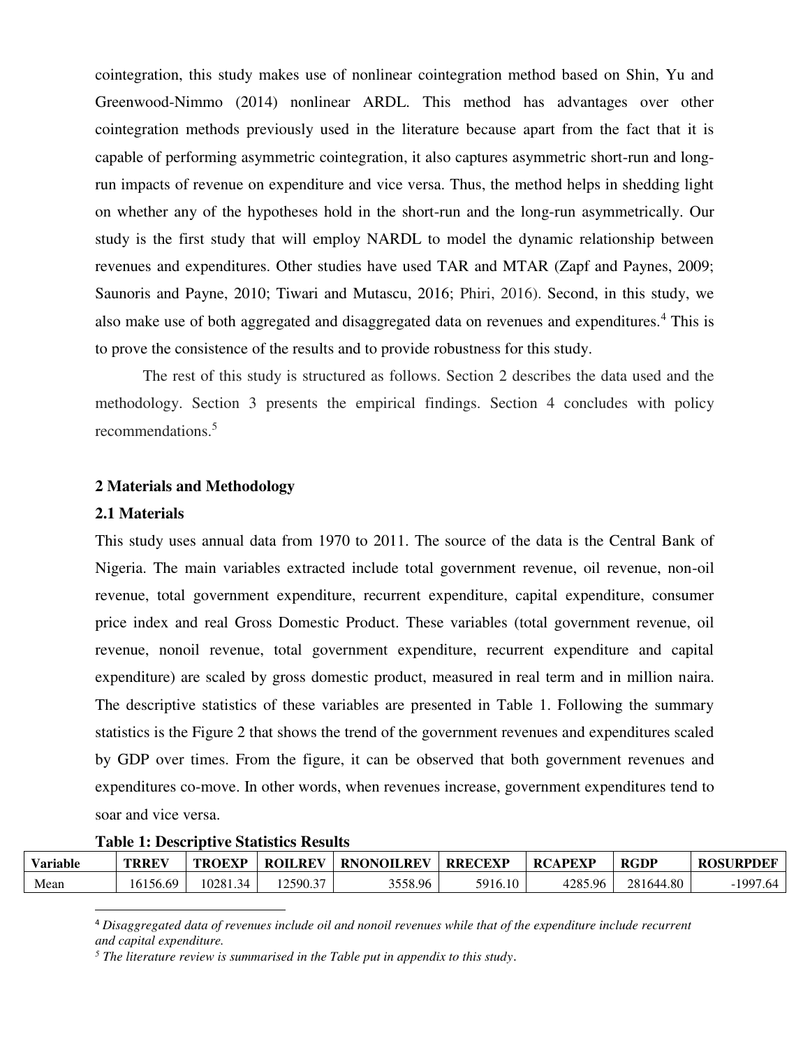cointegration, this study makes use of nonlinear cointegration method based on Shin, Yu and Greenwood-Nimmo (2014) nonlinear ARDL. This method has advantages over other cointegration methods previously used in the literature because apart from the fact that it is capable of performing asymmetric cointegration, it also captures asymmetric short-run and long-run impacts of revenue on expenditure and vice versa. Thus, the method helps in shedding light on whether any of the hypotheses hold in the short-run and the long-run asymmetrically. Our study is the first study that will employ NARDL to model the dynamic relationship between revenues and expenditures. Other studies have used TAR and MTAR (Zapf and Paynes, 2009; Saunoris and Payne, 2010; Tiwari and Mutascu, 2016; Phiri, 2016). Second, in this study, we also make use of both aggregated and disaggregated data on revenues and expenditures.[4] This is to prove the consistence of the results and to provide robustness for this study.

The rest of this study is structured as follows. Section 2 describes the data used and the methodology. Section 3 presents the empirical findings. Section 4 concludes with policy recommendations.[5]

## 2 Materials and Methodology

### 2.1 Materials

This study uses annual data from 1970 to 2011. The source of the data is the Central Bank of Nigeria. The main variables extracted include total government revenue, oil revenue, non-oil revenue, total government expenditure, recurrent expenditure, capital expenditure, consumer price index and real Gross Domestic Product. These variables (total government revenue, oil revenue, nonoil revenue, total government expenditure, recurrent expenditure and capital expenditure) are scaled by gross domestic product, measured in real term and in million naira. The descriptive statistics of these variables are presented in Table 1. Following the summary statistics is the Figure 2 that shows the trend of the government revenues and expenditures scaled by GDP over times. From the figure, it can be observed that both government revenues and expenditures co-move. In other words, when revenues increase, government expenditures tend to soar and vice versa.

**Table 1: Descriptive Statistics Results**

| Variable | TRREV | TROEXP | ROILREV | RNONOILREV | RRECEXP | RCAPEXP | RGDP | ROSURPDEF |
|---|---|---|---|---|---|---|---|---|
| Mean | 16156.69 | 10281.34 | 12590.37 | 3558.96 | 5916.10 | 4285.96 | 281644.80 | -1997.64 |

[4] *Disaggregated data of revenues include oil and nonoil revenues while that of the expenditure include recurrent and capital expenditure.*

[5] *The literature review is summarised in the Table put in appendix to this study.*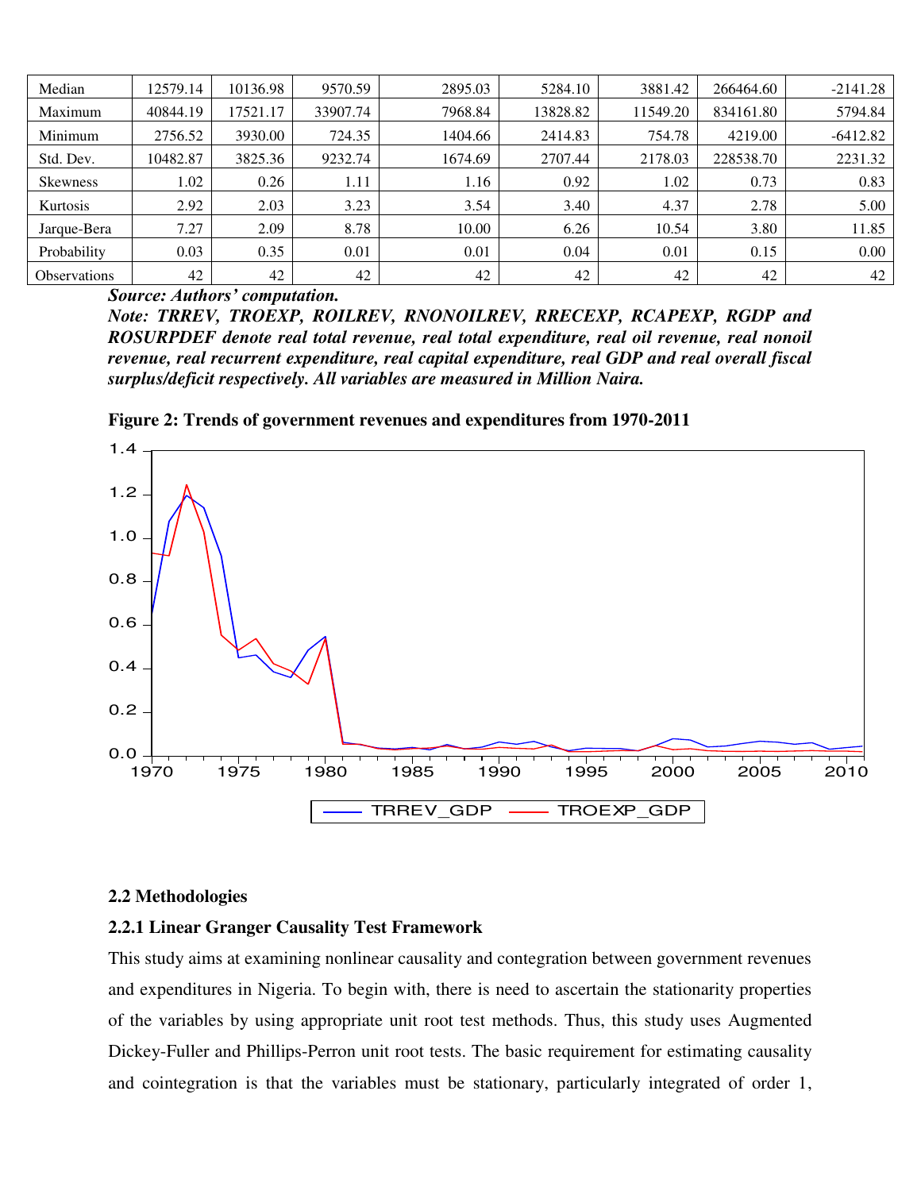| Median | 12579.14 | 10136.98 | 9570.59 | 2895.03 | 5284.10 | 3881.42 | 266464.60 | -2141.28 |
|---|---|---|---|---|---|---|---|---|
| Maximum | 40844.19 | 17521.17 | 33907.74 | 7968.84 | 13828.82 | 11549.20 | 834161.80 | 5794.84 |
| Minimum | 2756.52 | 3930.00 | 724.35 | 1404.66 | 2414.83 | 754.78 | 4219.00 | -6412.82 |
| Std. Dev. | 10482.87 | 3825.36 | 9232.74 | 1674.69 | 2707.44 | 2178.03 | 228538.70 | 2231.32 |
| Skewness | 1.02 | 0.26 | 1.11 | 1.16 | 0.92 | 1.02 | 0.73 | 0.83 |
| Kurtosis | 2.92 | 2.03 | 3.23 | 3.54 | 3.40 | 4.37 | 2.78 | 5.00 |
| Jarque-Bera | 7.27 | 2.09 | 8.78 | 10.00 | 6.26 | 10.54 | 3.80 | 11.85 |
| Probability | 0.03 | 0.35 | 0.01 | 0.01 | 0.04 | 0.01 | 0.15 | 0.00 |
| Observations | 42 | 42 | 42 | 42 | 42 | 42 | 42 | 42 |

***Source: Authors' computation.***

***Note: TRREV, TROEXP, ROILREV, RNONOILREV, RRECEXP, RCAPEXP, RGDP and ROSURPDEF denote real total revenue, real total expenditure, real oil revenue, real nonoil revenue, real recurrent expenditure, real capital expenditure, real GDP and real overall fiscal surplus/deficit respectively. All variables are measured in Million Naira.***

**Figure 2: Trends of government revenues and expenditures from 1970-2011**

### 2.2 Methodologies

#### 2.2.1 Linear Granger Causality Test Framework

This study aims at examining nonlinear causality and contegration between government revenues and expenditures in Nigeria. To begin with, there is need to ascertain the stationarity properties of the variables by using appropriate unit root test methods. Thus, this study uses Augmented Dickey-Fuller and Phillips-Perron unit root tests. The basic requirement for estimating causality and cointegration is that the variables must be stationary, particularly integrated of order 1,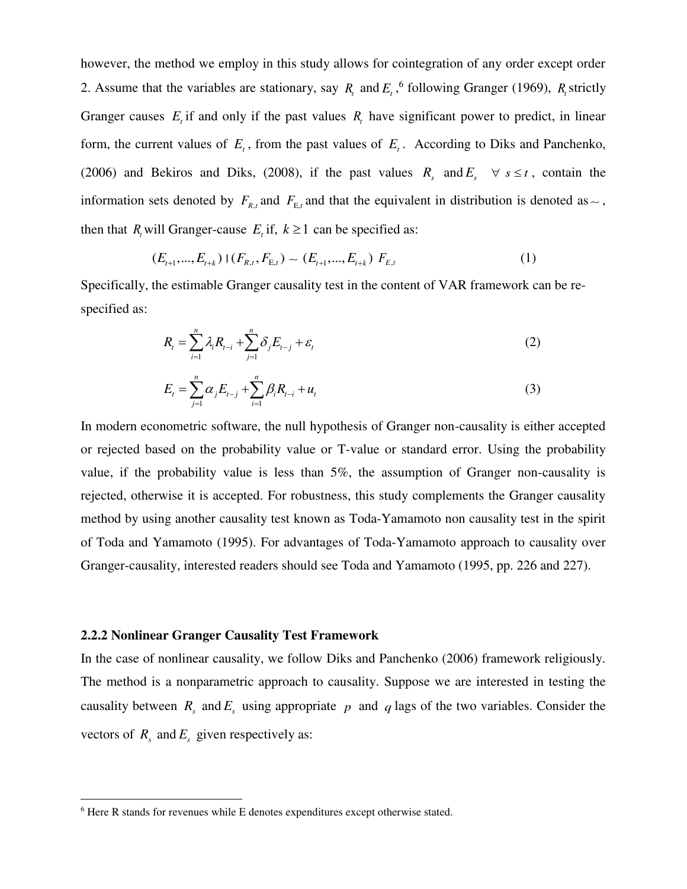however, the method we employ in this study allows for cointegration of any order except order 2. Assume that the variables are stationary, say $R_t$ and $E_t$,[6] following Granger (1969), $R_t$ strictly Granger causes $E_t$ if and only if the past values $R_t$ have significant power to predict, in linear form, the current values of $E_t$, from the past values of $E_t$. According to Diks and Panchenko, (2006) and Bekiros and Diks, (2008), if the past values $R_s$ and $E_s$ $\forall\ s \leq t$, contain the information sets denoted by $F_{R,t}$ and $F_{E,t}$ and that the equivalent in distribution is denoted as $\sim$, then that $R_t$ will Granger-cause $E_t$ if, $k \geq 1$ can be specified as:

$$(E_{t+1},...,E_{t+k}) \mid (F_{R,t}, F_{E,t}) \sim (E_{t+1},...,E_{t+k})\ F_{E,t} \tag{1}$$

Specifically, the estimable Granger causality test in the content of VAR framework can be re-specified as:

$$R_t = \sum_{i=1}^{n} \lambda_i R_{t-i} + \sum_{j=1}^{n} \delta_j E_{t-j} + \varepsilon_t \tag{2}$$

$$E_t = \sum_{j=1}^{n} \alpha_j E_{t-j} + \sum_{i=1}^{n} \beta_i R_{t-i} + u_t \tag{3}$$

In modern econometric software, the null hypothesis of Granger non-causality is either accepted or rejected based on the probability value or T-value or standard error. Using the probability value, if the probability value is less than 5%, the assumption of Granger non-causality is rejected, otherwise it is accepted. For robustness, this study complements the Granger causality method by using another causality test known as Toda-Yamamoto non causality test in the spirit of Toda and Yamamoto (1995). For advantages of Toda-Yamamoto approach to causality over Granger-causality, interested readers should see Toda and Yamamoto (1995, pp. 226 and 227).

### 2.2.2 Nonlinear Granger Causality Test Framework

In the case of nonlinear causality, we follow Diks and Panchenko (2006) framework religiously. The method is a nonparametric approach to causality. Suppose we are interested in testing the causality between $R_s$ and $E_s$ using appropriate $p$ and $q$ lags of the two variables. Consider the vectors of $R_s$ and $E_s$ given respectively as:

---

[6] Here R stands for revenues while E denotes expenditures except otherwise stated.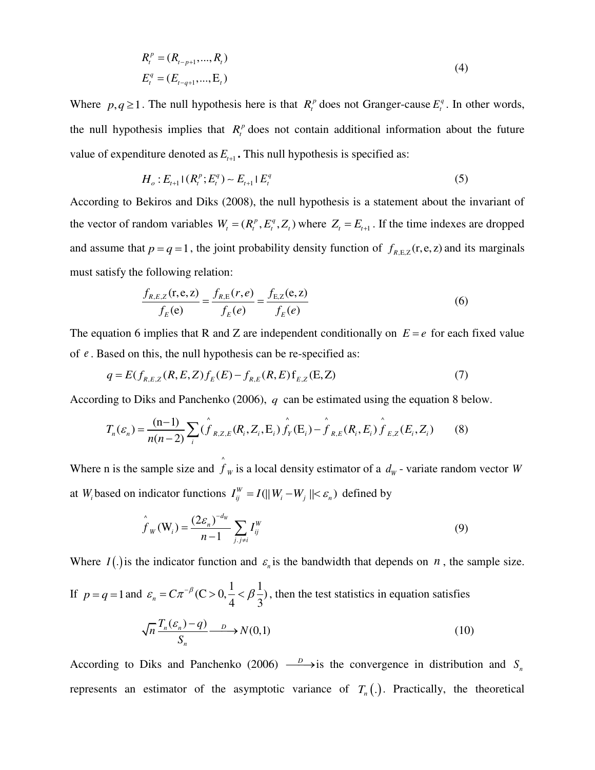$$R_t^p = (R_{t-p+1}, ..., R_t)$$
$$E_t^q = (E_{t-q+1}, ..., \mathrm{E}_t) \tag{4}$$

Where $p, q \geq 1$. The null hypothesis here is that $R_t^p$ does not Granger-cause $E_t^q$. In other words, the null hypothesis implies that $R_t^p$ does not contain additional information about the future value of expenditure denoted as $E_{t+1}$**.** This null hypothesis is specified as:

$$H_o : E_{t+1} \mid (R_t^p; E_t^q) \sim E_{t+1} \mid E_t^q \tag{5}$$

According to Bekiros and Diks (2008), the null hypothesis is a statement about the invariant of the vector of random variables $W_t = (R_t^p, E_t^q, Z_t)$ where $Z_t = E_{t+1}$. If the time indexes are dropped and assume that $p = q = 1$, the joint probability density function of $f_{R,\mathrm{E},\mathrm{Z}}(\mathrm{r}, \mathrm{e}, \mathrm{z})$ and its marginals must satisfy the following relation:

$$\frac{f_{R,E,Z}(\mathrm{r}, \mathrm{e}, \mathrm{z})}{f_E(\mathrm{e})} = \frac{f_{R,\mathrm{E}}(r, e)}{f_E(e)} = \frac{f_{\mathrm{E},\mathrm{Z}}(\mathrm{e}, \mathrm{z})}{f_E(e)} \tag{6}$$

The equation 6 implies that R and Z are independent conditionally on $E = e$ for each fixed value of $e$. Based on this, the null hypothesis can be re-specified as:

$$q = E(f_{R,E,Z}(R, E, Z) f_E(E) - f_{R,E}(R, E) \mathrm{f}_{E,Z}(\mathrm{E}, \mathrm{Z}) \tag{7}$$

According to Diks and Panchenko (2006), $q$ can be estimated using the equation 8 below.

$$T_n(\varepsilon_n) = \frac{(\mathrm{n}-1)}{n(n-2)} \sum_i (\hat{f}_{R,Z,E}(R_i, Z_i, \mathrm{E}_i) \hat{f}_Y(\mathrm{E}_i) - \hat{f}_{R,E}(R_i, E_i) \hat{f}_{E,Z}(E_i, Z_i) \tag{8}$$

Where n is the sample size and $\hat{f}_W$ is a local density estimator of a $d_W$ - variate random vector $W$ at $W_i$ based on indicator functions $I_{ij}^W = I(\| W_i - W_j \| < \varepsilon_n)$ defined by

$$\hat{f}_W(\mathrm{W}_i) = \frac{(2\varepsilon_n)^{-d_W}}{n-1} \sum_{j, j \neq i} I_{ij}^W \tag{9}$$

Where $I(.)$ is the indicator function and $\varepsilon_n$ is the bandwidth that depends on $n$, the sample size. If $p = q = 1$ and $\varepsilon_n = C\pi^{-\beta} (\mathrm{C} > 0, \frac{1}{4} < \beta \frac{1}{3})$, then the test statistics in equation satisfies

$$\sqrt{n} \frac{T_n(\varepsilon_n) - q)}{S_n} \xrightarrow{D} N(0,1) \tag{10}$$

According to Diks and Panchenko (2006) $\xrightarrow{D}$ is the convergence in distribution and $S_n$ represents an estimator of the asymptotic variance of $T_n(.)$. Practically, the theoretical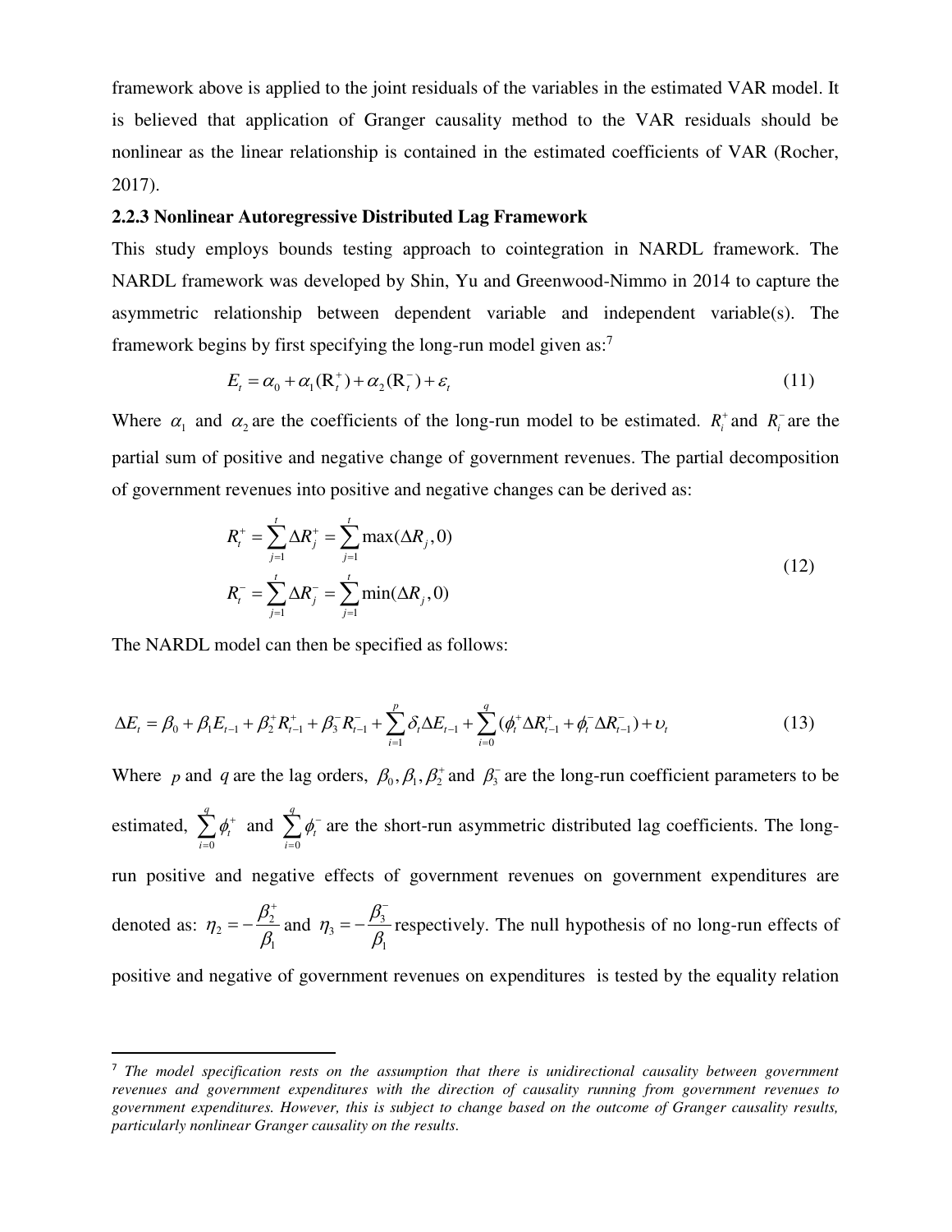framework above is applied to the joint residuals of the variables in the estimated VAR model. It is believed that application of Granger causality method to the VAR residuals should be nonlinear as the linear relationship is contained in the estimated coefficients of VAR (Rocher, 2017).

### 2.2.3 Nonlinear Autoregressive Distributed Lag Framework

This study employs bounds testing approach to cointegration in NARDL framework. The NARDL framework was developed by Shin, Yu and Greenwood-Nimmo in 2014 to capture the asymmetric relationship between dependent variable and independent variable(s). The framework begins by first specifying the long-run model given as:[7]

$$E_t = \alpha_0 + \alpha_1(\mathrm{R}_t^+) + \alpha_2(\mathrm{R}_t^-) + \varepsilon_t \tag{11}$$

Where $\alpha_1$ and $\alpha_2$ are the coefficients of the long-run model to be estimated. $R_i^+$ and $R_i^-$ are the partial sum of positive and negative change of government revenues. The partial decomposition of government revenues into positive and negative changes can be derived as:

$$\begin{aligned} R_t^+ &= \sum_{j=1}^{t} \Delta R_j^+ = \sum_{j=1}^{t} \max(\Delta R_j, 0) \\ R_t^- &= \sum_{j=1}^{t} \Delta R_j^- = \sum_{j=1}^{t} \min(\Delta R_j, 0) \end{aligned} \tag{12}$$

The NARDL model can then be specified as follows:

$$\Delta E_t = \beta_0 + \beta_1 E_{t-1} + \beta_2^+ R_{t-1}^+ + \beta_3^- R_{t-1}^- + \sum_{i=1}^{p} \delta_t \Delta E_{t-1} + \sum_{i=0}^{q} (\phi_t^+ \Delta R_{t-1}^+ + \phi_t^- \Delta R_{t-1}^-) + \upsilon_t \tag{13}$$

Where $p$ and $q$ are the lag orders, $\beta_0, \beta_1, \beta_2^+$ and $\beta_3^-$ are the long-run coefficient parameters to be estimated, $\sum_{i=0}^{q} \phi_t^+$ and $\sum_{i=0}^{q} \phi_t^-$ are the short-run asymmetric distributed lag coefficients. The long-run positive and negative effects of government revenues on government expenditures are denoted as: $\eta_2 = -\frac{\beta_2^+}{\beta_1}$ and $\eta_3 = -\frac{\beta_3^-}{\beta_1}$ respectively. The null hypothesis of no long-run effects of positive and negative of government revenues on expenditures is tested by the equality relation

---

[7] *The model specification rests on the assumption that there is unidirectional causality between government revenues and government expenditures with the direction of causality running from government revenues to government expenditures. However, this is subject to change based on the outcome of Granger causality results, particularly nonlinear Granger causality on the results.*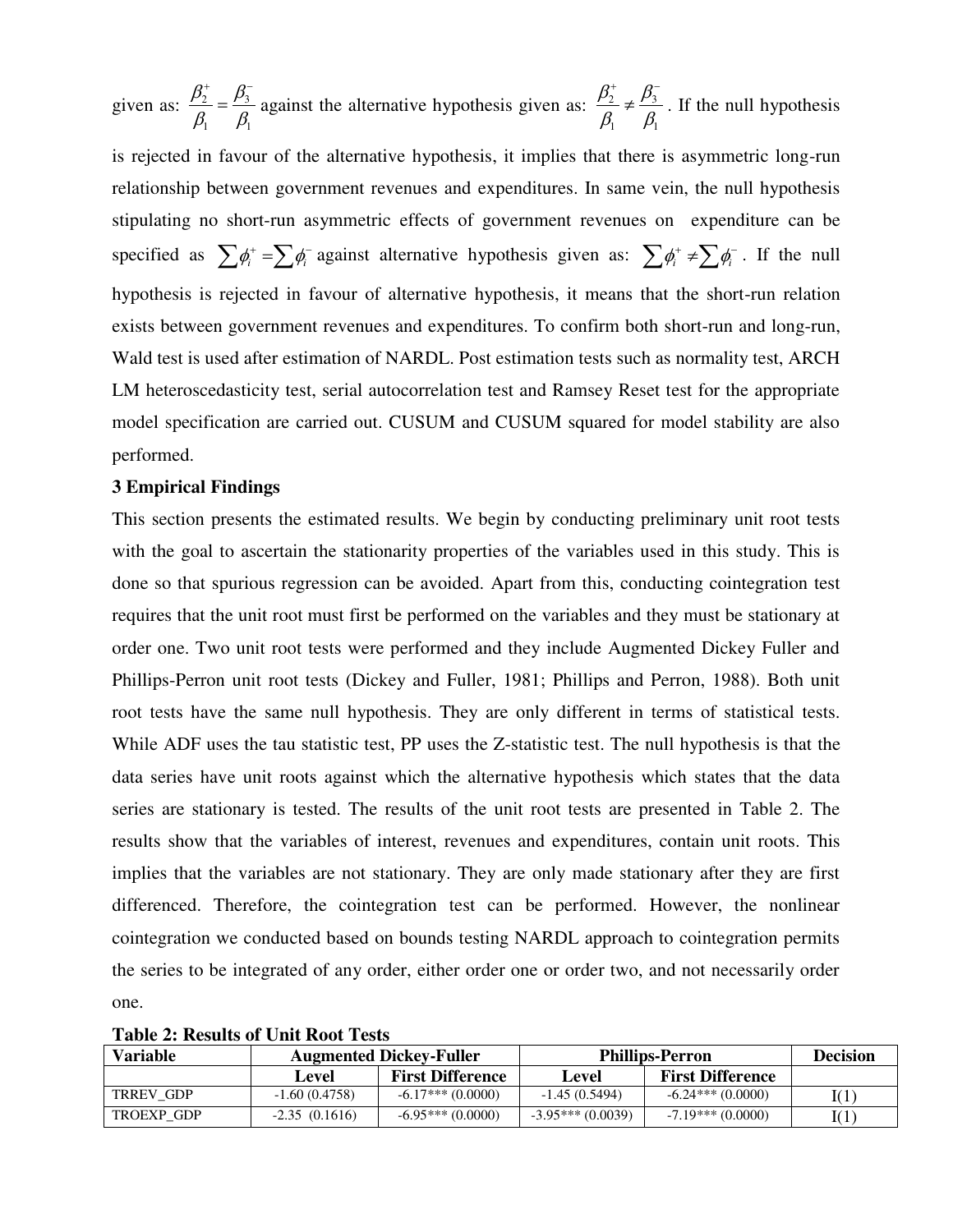given as: $\frac{\beta_2^+}{\beta_1} = \frac{\beta_3^-}{\beta_1}$ against the alternative hypothesis given as: $\frac{\beta_2^+}{\beta_1} \neq \frac{\beta_3^-}{\beta_1}$. If the null hypothesis is rejected in favour of the alternative hypothesis, it implies that there is asymmetric long-run relationship between government revenues and expenditures. In same vein, the null hypothesis stipulating no short-run asymmetric effects of government revenues on expenditure can be specified as $\sum \phi_i^+ = \sum \phi_i^-$ against alternative hypothesis given as: $\sum \phi_i^+ \neq \sum \phi_i^-$. If the null hypothesis is rejected in favour of alternative hypothesis, it means that the short-run relation exists between government revenues and expenditures. To confirm both short-run and long-run, Wald test is used after estimation of NARDL. Post estimation tests such as normality test, ARCH LM heteroscedasticity test, serial autocorrelation test and Ramsey Reset test for the appropriate model specification are carried out. CUSUM and CUSUM squared for model stability are also performed.

## 3 Empirical Findings

This section presents the estimated results. We begin by conducting preliminary unit root tests with the goal to ascertain the stationarity properties of the variables used in this study. This is done so that spurious regression can be avoided. Apart from this, conducting cointegration test requires that the unit root must first be performed on the variables and they must be stationary at order one. Two unit root tests were performed and they include Augmented Dickey Fuller and Phillips-Perron unit root tests (Dickey and Fuller, 1981; Phillips and Perron, 1988). Both unit root tests have the same null hypothesis. They are only different in terms of statistical tests. While ADF uses the tau statistic test, PP uses the Z-statistic test. The null hypothesis is that the data series have unit roots against which the alternative hypothesis which states that the data series are stationary is tested. The results of the unit root tests are presented in Table 2. The results show that the variables of interest, revenues and expenditures, contain unit roots. This implies that the variables are not stationary. They are only made stationary after they are first differenced. Therefore, the cointegration test can be performed. However, the nonlinear cointegration we conducted based on bounds testing NARDL approach to cointegration permits the series to be integrated of any order, either order one or order two, and not necessarily order one.

**Table 2: Results of Unit Root Tests**

| Variable | Augmented Dickey-Fuller | | Phillips-Perron | | Decision |
|---|---|---|---|---|---|
| | **Level** | **First Difference** | **Level** | **First Difference** | |
| TRREV_GDP | -1.60 (0.4758) | -6.17*** (0.0000) | -1.45 (0.5494) | -6.24*** (0.0000) | I(1) |
| TROEXP_GDP | -2.35 (0.1616) | -6.95*** (0.0000) | -3.95*** (0.0039) | -7.19*** (0.0000) | I(1) |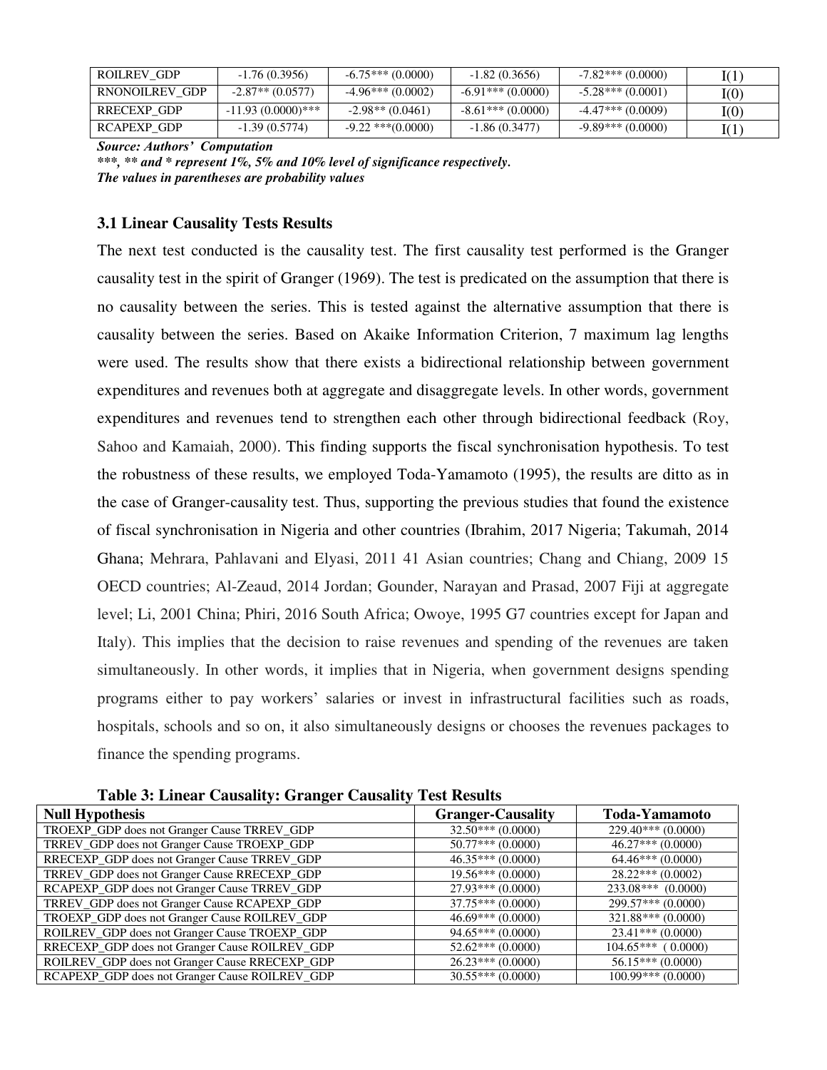| ROILREV_GDP | -1.76 (0.3956) | -6.75*** (0.0000) | -1.82 (0.3656) | -7.82*** (0.0000) | I(1) |
|---|---|---|---|---|---|
| RNONOILREV_GDP | -2.87** (0.0577) | -4.96*** (0.0002) | -6.91*** (0.0000) | -5.28*** (0.0001) | I(0) |
| RRECEXP_GDP | -11.93 (0.0000)*** | -2.98** (0.0461) | -8.61*** (0.0000) | -4.47*** (0.0009) | I(0) |
| RCAPEXP_GDP | -1.39 (0.5774) | -9.22 ***(0.0000) | -1.86 (0.3477) | -9.89*** (0.0000) | I(1) |

***Source: Authors' Computation***
****, ** and * represent 1%, 5% and 10% level of significance respectively.***
***The values in parentheses are probability values***

### 3.1 Linear Causality Tests Results

The next test conducted is the causality test. The first causality test performed is the Granger causality test in the spirit of Granger (1969). The test is predicated on the assumption that there is no causality between the series. This is tested against the alternative assumption that there is causality between the series. Based on Akaike Information Criterion, 7 maximum lag lengths were used. The results show that there exists a bidirectional relationship between government expenditures and revenues both at aggregate and disaggregate levels. In other words, government expenditures and revenues tend to strengthen each other through bidirectional feedback (Roy, Sahoo and Kamaiah, 2000). This finding supports the fiscal synchronisation hypothesis. To test the robustness of these results, we employed Toda-Yamamoto (1995), the results are ditto as in the case of Granger-causality test. Thus, supporting the previous studies that found the existence of fiscal synchronisation in Nigeria and other countries (Ibrahim, 2017 Nigeria; Takumah, 2014 Ghana; Mehrara, Pahlavani and Elyasi, 2011 41 Asian countries; Chang and Chiang, 2009 15 OECD countries; Al-Zeaud, 2014 Jordan; Gounder, Narayan and Prasad, 2007 Fiji at aggregate level; Li, 2001 China; Phiri, 2016 South Africa; Owoye, 1995 G7 countries except for Japan and Italy). This implies that the decision to raise revenues and spending of the revenues are taken simultaneously. In other words, it implies that in Nigeria, when government designs spending programs either to pay workers' salaries or invest in infrastructural facilities such as roads, hospitals, schools and so on, it also simultaneously designs or chooses the revenues packages to finance the spending programs.

**Table 3: Linear Causality: Granger Causality Test Results**

| Null Hypothesis | Granger-Causality | Toda-Yamamoto |
|---|---|---|
| TROEXP_GDP does not Granger Cause TRREV_GDP | 32.50*** (0.0000) | 229.40*** (0.0000) |
| TRREV_GDP does not Granger Cause TROEXP_GDP | 50.77*** (0.0000) | 46.27*** (0.0000) |
| RRECEXP_GDP does not Granger Cause TRREV_GDP | 46.35*** (0.0000) | 64.46*** (0.0000) |
| TRREV_GDP does not Granger Cause RRECEXP_GDP | 19.56*** (0.0000) | 28.22*** (0.0002) |
| RCAPEXP_GDP does not Granger Cause TRREV_GDP | 27.93*** (0.0000) | 233.08*** (0.0000) |
| TRREV_GDP does not Granger Cause RCAPEXP_GDP | 37.75*** (0.0000) | 299.57*** (0.0000) |
| TROEXP_GDP does not Granger Cause ROILREV_GDP | 46.69*** (0.0000) | 321.88*** (0.0000) |
| ROILREV_GDP does not Granger Cause TROEXP_GDP | 94.65*** (0.0000) | 23.41*** (0.0000) |
| RRECEXP_GDP does not Granger Cause ROILREV_GDP | 52.62*** (0.0000) | 104.65*** ( 0.0000) |
| ROILREV_GDP does not Granger Cause RRECEXP_GDP | 26.23*** (0.0000) | 56.15*** (0.0000) |
| RCAPEXP_GDP does not Granger Cause ROILREV_GDP | 30.55*** (0.0000) | 100.99*** (0.0000) |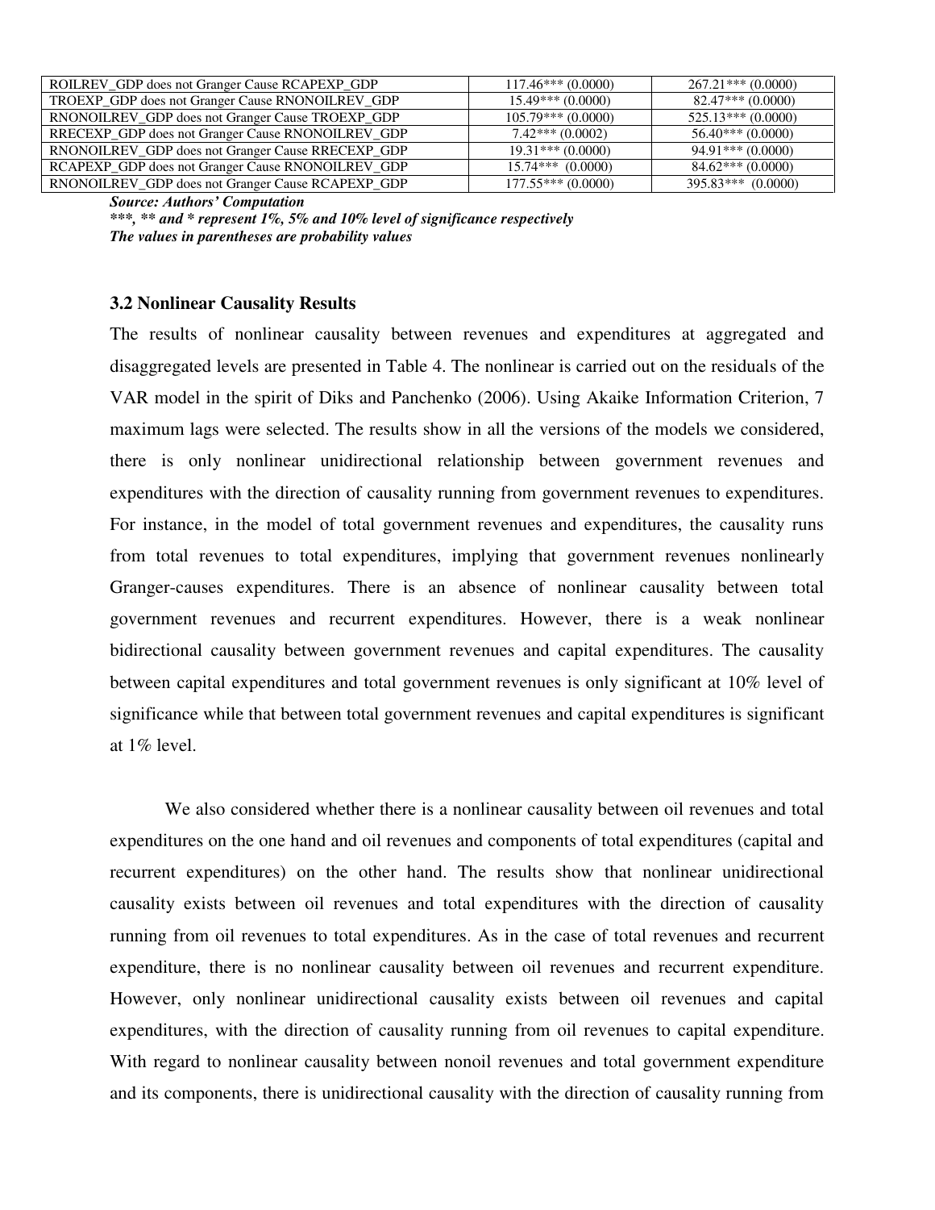| | | |
|---|---|---|
| ROILREV_GDP does not Granger Cause RCAPEXP_GDP | 117.46*** (0.0000) | 267.21*** (0.0000) |
| TROEXP_GDP does not Granger Cause RNONOILREV_GDP | 15.49*** (0.0000) | 82.47*** (0.0000) |
| RNONOILREV_GDP does not Granger Cause TROEXP_GDP | 105.79*** (0.0000) | 525.13*** (0.0000) |
| RRECEXP_GDP does not Granger Cause RNONOILREV_GDP | 7.42*** (0.0002) | 56.40*** (0.0000) |
| RNONOILREV_GDP does not Granger Cause RRECEXP_GDP | 19.31*** (0.0000) | 94.91*** (0.0000) |
| RCAPEXP_GDP does not Granger Cause RNONOILREV_GDP | 15.74*** (0.0000) | 84.62*** (0.0000) |
| RNONOILREV_GDP does not Granger Cause RCAPEXP_GDP | 177.55*** (0.0000) | 395.83*** (0.0000) |

***Source: Authors' Computation***
****\*\*\*, \*\* and \* represent 1%, 5% and 10% level of significance respectively***
***The values in parentheses are probability values***

### 3.2 Nonlinear Causality Results

The results of nonlinear causality between revenues and expenditures at aggregated and disaggregated levels are presented in Table 4. The nonlinear is carried out on the residuals of the VAR model in the spirit of Diks and Panchenko (2006). Using Akaike Information Criterion, 7 maximum lags were selected. The results show in all the versions of the models we considered, there is only nonlinear unidirectional relationship between government revenues and expenditures with the direction of causality running from government revenues to expenditures. For instance, in the model of total government revenues and expenditures, the causality runs from total revenues to total expenditures, implying that government revenues nonlinearly Granger-causes expenditures. There is an absence of nonlinear causality between total government revenues and recurrent expenditures. However, there is a weak nonlinear bidirectional causality between government revenues and capital expenditures. The causality between capital expenditures and total government revenues is only significant at 10% level of significance while that between total government revenues and capital expenditures is significant at 1% level.

We also considered whether there is a nonlinear causality between oil revenues and total expenditures on the one hand and oil revenues and components of total expenditures (capital and recurrent expenditures) on the other hand. The results show that nonlinear unidirectional causality exists between oil revenues and total expenditures with the direction of causality running from oil revenues to total expenditures. As in the case of total revenues and recurrent expenditure, there is no nonlinear causality between oil revenues and recurrent expenditure. However, only nonlinear unidirectional causality exists between oil revenues and capital expenditures, with the direction of causality running from oil revenues to capital expenditure. With regard to nonlinear causality between nonoil revenues and total government expenditure and its components, there is unidirectional causality with the direction of causality running from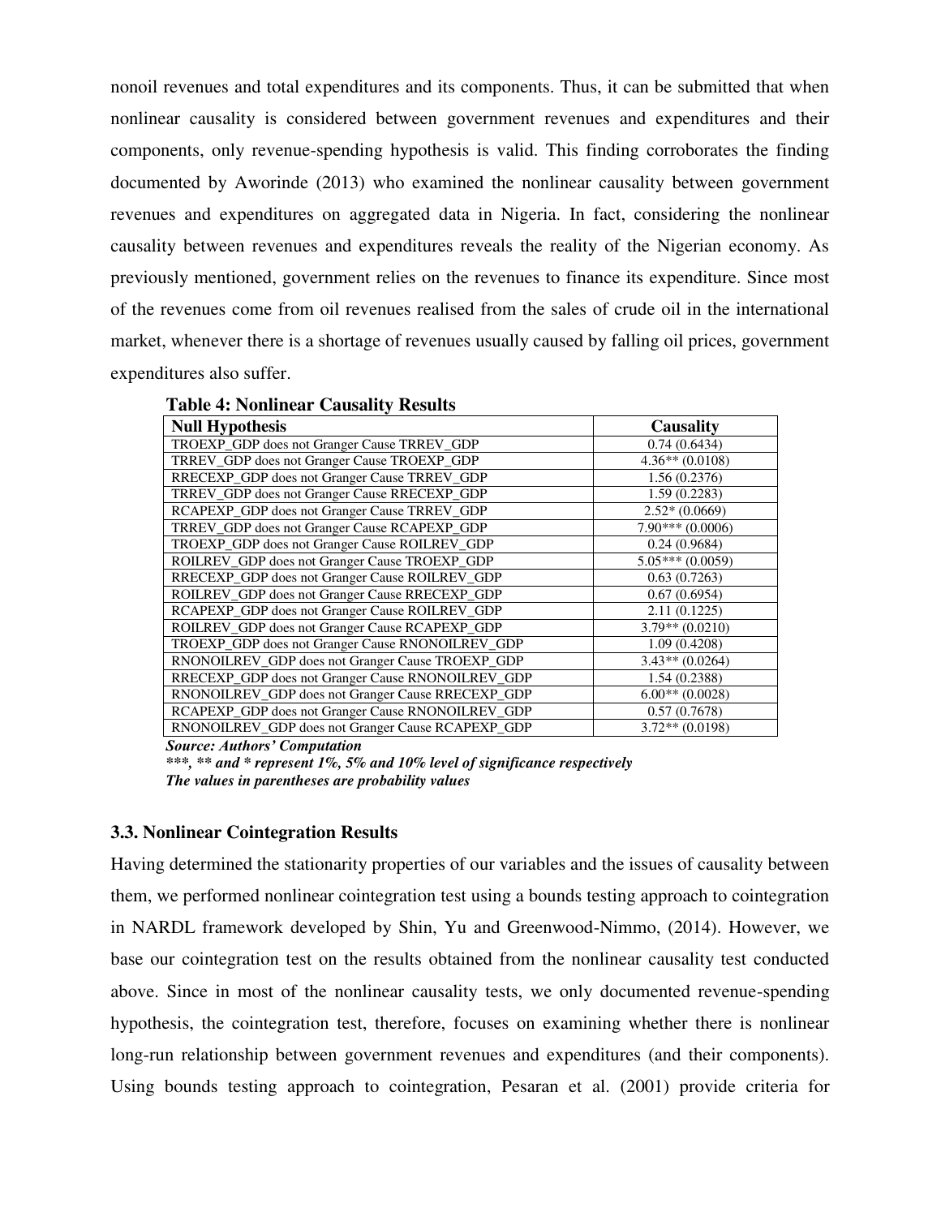nonoil revenues and total expenditures and its components. Thus, it can be submitted that when nonlinear causality is considered between government revenues and expenditures and their components, only revenue-spending hypothesis is valid. This finding corroborates the finding documented by Aworinde (2013) who examined the nonlinear causality between government revenues and expenditures on aggregated data in Nigeria. In fact, considering the nonlinear causality between revenues and expenditures reveals the reality of the Nigerian economy. As previously mentioned, government relies on the revenues to finance its expenditure. Since most of the revenues come from oil revenues realised from the sales of crude oil in the international market, whenever there is a shortage of revenues usually caused by falling oil prices, government expenditures also suffer.

**Table 4: Nonlinear Causality Results**

| Null Hypothesis | Causality |
|---|---|
| TROEXP_GDP does not Granger Cause TRREV_GDP | 0.74 (0.6434) |
| TRREV_GDP does not Granger Cause TROEXP_GDP | 4.36** (0.0108) |
| RRECEXP_GDP does not Granger Cause TRREV_GDP | 1.56 (0.2376) |
| TRREV_GDP does not Granger Cause RRECEXP_GDP | 1.59 (0.2283) |
| RCAPEXP_GDP does not Granger Cause TRREV_GDP | 2.52* (0.0669) |
| TRREV_GDP does not Granger Cause RCAPEXP_GDP | 7.90*** (0.0006) |
| TROEXP_GDP does not Granger Cause ROILREV_GDP | 0.24 (0.9684) |
| ROILREV_GDP does not Granger Cause TROEXP_GDP | 5.05*** (0.0059) |
| RRECEXP_GDP does not Granger Cause ROILREV_GDP | 0.63 (0.7263) |
| ROILREV_GDP does not Granger Cause RRECEXP_GDP | 0.67 (0.6954) |
| RCAPEXP_GDP does not Granger Cause ROILREV_GDP | 2.11 (0.1225) |
| ROILREV_GDP does not Granger Cause RCAPEXP_GDP | 3.79** (0.0210) |
| TROEXP_GDP does not Granger Cause RNONOILREV_GDP | 1.09 (0.4208) |
| RNONOILREV_GDP does not Granger Cause TROEXP_GDP | 3.43** (0.0264) |
| RRECEXP_GDP does not Granger Cause RNONOILREV_GDP | 1.54 (0.2388) |
| RNONOILREV_GDP does not Granger Cause RRECEXP_GDP | 6.00** (0.0028) |
| RCAPEXP_GDP does not Granger Cause RNONOILREV_GDP | 0.57 (0.7678) |
| RNONOILREV_GDP does not Granger Cause RCAPEXP_GDP | 3.72** (0.0198) |

***Source: Authors' Computation***

****\*\*\*, \*\* and \* represent 1%, 5% and 10% level of significance respectively***

***The values in parentheses are probability values***

### 3.3. Nonlinear Cointegration Results

Having determined the stationarity properties of our variables and the issues of causality between them, we performed nonlinear cointegration test using a bounds testing approach to cointegration in NARDL framework developed by Shin, Yu and Greenwood-Nimmo, (2014). However, we base our cointegration test on the results obtained from the nonlinear causality test conducted above. Since in most of the nonlinear causality tests, we only documented revenue-spending hypothesis, the cointegration test, therefore, focuses on examining whether there is nonlinear long-run relationship between government revenues and expenditures (and their components). Using bounds testing approach to cointegration, Pesaran et al. (2001) provide criteria for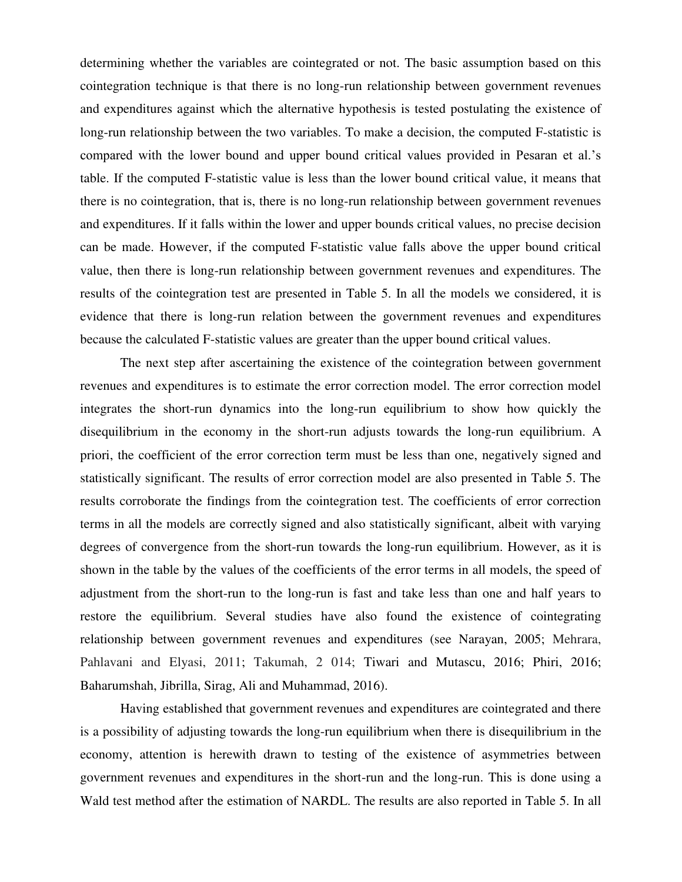determining whether the variables are cointegrated or not. The basic assumption based on this cointegration technique is that there is no long-run relationship between government revenues and expenditures against which the alternative hypothesis is tested postulating the existence of long-run relationship between the two variables. To make a decision, the computed F-statistic is compared with the lower bound and upper bound critical values provided in Pesaran et al.'s table. If the computed F-statistic value is less than the lower bound critical value, it means that there is no cointegration, that is, there is no long-run relationship between government revenues and expenditures. If it falls within the lower and upper bounds critical values, no precise decision can be made. However, if the computed F-statistic value falls above the upper bound critical value, then there is long-run relationship between government revenues and expenditures. The results of the cointegration test are presented in Table 5. In all the models we considered, it is evidence that there is long-run relation between the government revenues and expenditures because the calculated F-statistic values are greater than the upper bound critical values.

The next step after ascertaining the existence of the cointegration between government revenues and expenditures is to estimate the error correction model. The error correction model integrates the short-run dynamics into the long-run equilibrium to show how quickly the disequilibrium in the economy in the short-run adjusts towards the long-run equilibrium. A priori, the coefficient of the error correction term must be less than one, negatively signed and statistically significant. The results of error correction model are also presented in Table 5. The results corroborate the findings from the cointegration test. The coefficients of error correction terms in all the models are correctly signed and also statistically significant, albeit with varying degrees of convergence from the short-run towards the long-run equilibrium. However, as it is shown in the table by the values of the coefficients of the error terms in all models, the speed of adjustment from the short-run to the long-run is fast and take less than one and half years to restore the equilibrium. Several studies have also found the existence of cointegrating relationship between government revenues and expenditures (see Narayan, 2005; Mehrara, Pahlavani and Elyasi, 2011; Takumah, 2 014; Tiwari and Mutascu, 2016; Phiri, 2016; Baharumshah, Jibrilla, Sirag, Ali and Muhammad, 2016).

Having established that government revenues and expenditures are cointegrated and there is a possibility of adjusting towards the long-run equilibrium when there is disequilibrium in the economy, attention is herewith drawn to testing of the existence of asymmetries between government revenues and expenditures in the short-run and the long-run. This is done using a Wald test method after the estimation of NARDL. The results are also reported in Table 5. In all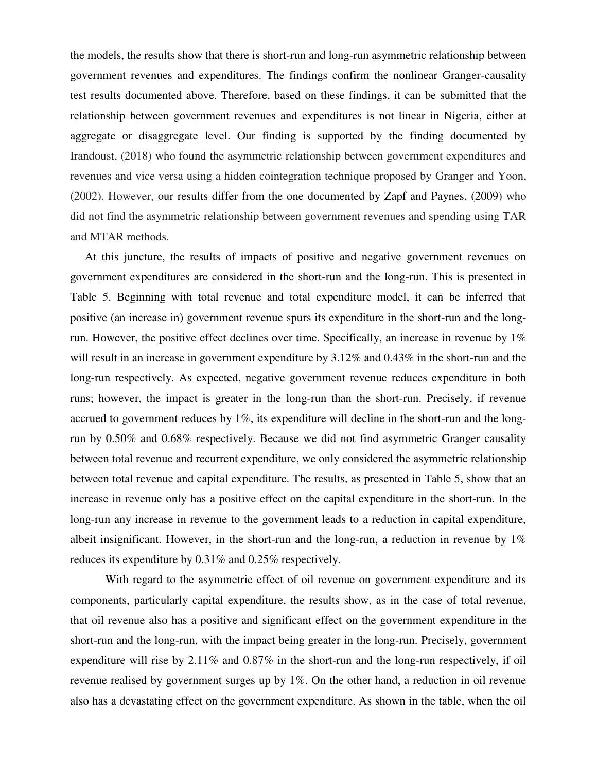the models, the results show that there is short-run and long-run asymmetric relationship between government revenues and expenditures. The findings confirm the nonlinear Granger-causality test results documented above. Therefore, based on these findings, it can be submitted that the relationship between government revenues and expenditures is not linear in Nigeria, either at aggregate or disaggregate level. Our finding is supported by the finding documented by Irandoust, (2018) who found the asymmetric relationship between government expenditures and revenues and vice versa using a hidden cointegration technique proposed by Granger and Yoon, (2002). However, our results differ from the one documented by Zapf and Paynes, (2009) who did not find the asymmetric relationship between government revenues and spending using TAR and MTAR methods.

At this juncture, the results of impacts of positive and negative government revenues on government expenditures are considered in the short-run and the long-run. This is presented in Table 5. Beginning with total revenue and total expenditure model, it can be inferred that positive (an increase in) government revenue spurs its expenditure in the short-run and the long-run. However, the positive effect declines over time. Specifically, an increase in revenue by 1% will result in an increase in government expenditure by 3.12% and 0.43% in the short-run and the long-run respectively. As expected, negative government revenue reduces expenditure in both runs; however, the impact is greater in the long-run than the short-run. Precisely, if revenue accrued to government reduces by 1%, its expenditure will decline in the short-run and the long-run by 0.50% and 0.68% respectively. Because we did not find asymmetric Granger causality between total revenue and recurrent expenditure, we only considered the asymmetric relationship between total revenue and capital expenditure. The results, as presented in Table 5, show that an increase in revenue only has a positive effect on the capital expenditure in the short-run. In the long-run any increase in revenue to the government leads to a reduction in capital expenditure, albeit insignificant. However, in the short-run and the long-run, a reduction in revenue by 1% reduces its expenditure by 0.31% and 0.25% respectively.

With regard to the asymmetric effect of oil revenue on government expenditure and its components, particularly capital expenditure, the results show, as in the case of total revenue, that oil revenue also has a positive and significant effect on the government expenditure in the short-run and the long-run, with the impact being greater in the long-run. Precisely, government expenditure will rise by 2.11% and 0.87% in the short-run and the long-run respectively, if oil revenue realised by government surges up by 1%. On the other hand, a reduction in oil revenue also has a devastating effect on the government expenditure. As shown in the table, when the oil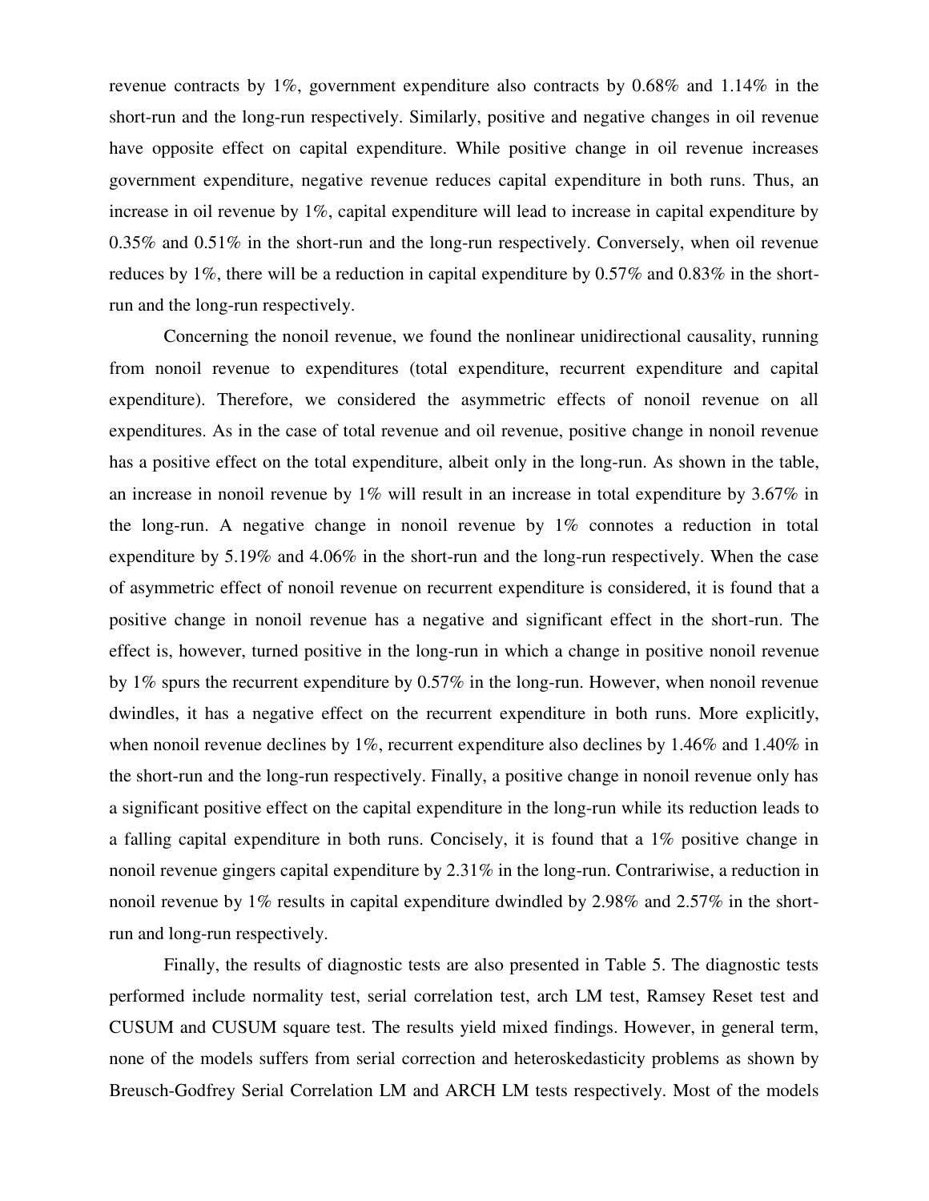revenue contracts by 1%, government expenditure also contracts by 0.68% and 1.14% in the short-run and the long-run respectively. Similarly, positive and negative changes in oil revenue have opposite effect on capital expenditure. While positive change in oil revenue increases government expenditure, negative revenue reduces capital expenditure in both runs. Thus, an increase in oil revenue by 1%, capital expenditure will lead to increase in capital expenditure by 0.35% and 0.51% in the short-run and the long-run respectively. Conversely, when oil revenue reduces by 1%, there will be a reduction in capital expenditure by 0.57% and 0.83% in the short-run and the long-run respectively.

Concerning the nonoil revenue, we found the nonlinear unidirectional causality, running from nonoil revenue to expenditures (total expenditure, recurrent expenditure and capital expenditure). Therefore, we considered the asymmetric effects of nonoil revenue on all expenditures. As in the case of total revenue and oil revenue, positive change in nonoil revenue has a positive effect on the total expenditure, albeit only in the long-run. As shown in the table, an increase in nonoil revenue by 1% will result in an increase in total expenditure by 3.67% in the long-run. A negative change in nonoil revenue by 1% connotes a reduction in total expenditure by 5.19% and 4.06% in the short-run and the long-run respectively. When the case of asymmetric effect of nonoil revenue on recurrent expenditure is considered, it is found that a positive change in nonoil revenue has a negative and significant effect in the short-run. The effect is, however, turned positive in the long-run in which a change in positive nonoil revenue by 1% spurs the recurrent expenditure by 0.57% in the long-run. However, when nonoil revenue dwindles, it has a negative effect on the recurrent expenditure in both runs. More explicitly, when nonoil revenue declines by 1%, recurrent expenditure also declines by 1.46% and 1.40% in the short-run and the long-run respectively. Finally, a positive change in nonoil revenue only has a significant positive effect on the capital expenditure in the long-run while its reduction leads to a falling capital expenditure in both runs. Concisely, it is found that a 1% positive change in nonoil revenue gingers capital expenditure by 2.31% in the long-run. Contrariwise, a reduction in nonoil revenue by 1% results in capital expenditure dwindled by 2.98% and 2.57% in the short-run and long-run respectively.

Finally, the results of diagnostic tests are also presented in Table 5. The diagnostic tests performed include normality test, serial correlation test, arch LM test, Ramsey Reset test and CUSUM and CUSUM square test. The results yield mixed findings. However, in general term, none of the models suffers from serial correction and heteroskedasticity problems as shown by Breusch-Godfrey Serial Correlation LM and ARCH LM tests respectively. Most of the models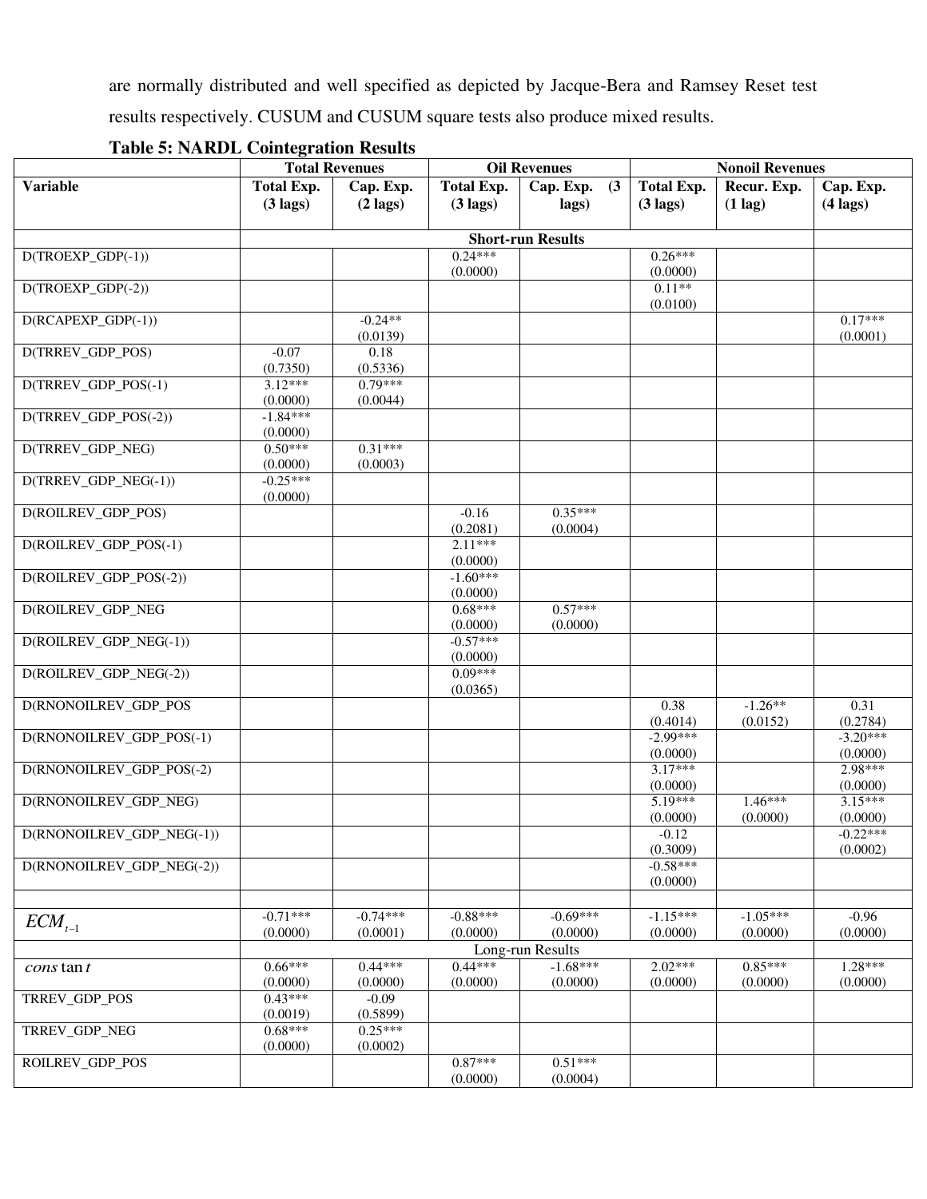are normally distributed and well specified as depicted by Jacque-Bera and Ramsey Reset test results respectively. CUSUM and CUSUM square tests also produce mixed results.

**Table 5: NARDL Cointegration Results**

| | Total Revenues | | Oil Revenues | | Nonoil Revenues | | |
|---|---|---|---|---|---|---|---|
| **Variable** | **Total Exp. (3 lags)** | **Cap. Exp. (2 lags)** | **Total Exp. (3 lags)** | **Cap. Exp. (3 lags)** | **Total Exp. (3 lags)** | **Recur. Exp. (1 lag)** | **Cap. Exp. (4 lags)** |
| | **Short-run Results** | | | | | | |
| D(TROEXP_GDP(-1)) | | | 0.24*** (0.0000) | | 0.26*** (0.0000) | | |
| D(TROEXP_GDP(-2)) | | | | | 0.11** (0.0100) | | |
| D(RCAPEXP_GDP(-1)) | | -0.24** (0.0139) | | | | | 0.17*** (0.0001) |
| D(TRREV_GDP_POS) | -0.07 (0.7350) | 0.18 (0.5336) | | | | | |
| D(TRREV_GDP_POS(-1) | 3.12*** (0.0000) | 0.79*** (0.0044) | | | | | |
| D(TRREV_GDP_POS(-2)) | -1.84*** (0.0000) | | | | | | |
| D(TRREV_GDP_NEG) | 0.50*** (0.0000) | 0.31*** (0.0003) | | | | | |
| D(TRREV_GDP_NEG(-1)) | -0.25*** (0.0000) | | | | | | |
| D(ROILREV_GDP_POS) | | | -0.16 (0.2081) | 0.35*** (0.0004) | | | |
| D(ROILREV_GDP_POS(-1) | | | 2.11*** (0.0000) | | | | |
| D(ROILREV_GDP_POS(-2)) | | | -1.60*** (0.0000) | | | | |
| D(ROILREV_GDP_NEG | | | 0.68*** (0.0000) | 0.57*** (0.0000) | | | |
| D(ROILREV_GDP_NEG(-1)) | | | -0.57*** (0.0000) | | | | |
| D(ROILREV_GDP_NEG(-2)) | | | 0.09*** (0.0365) | | | | |
| D(RNONOILREV_GDP_POS | | | | | 0.38 (0.4014) | -1.26** (0.0152) | 0.31 (0.2784) |
| D(RNONOILREV_GDP_POS(-1) | | | | | -2.99*** (0.0000) | | -3.20*** (0.0000) |
| D(RNONOILREV_GDP_POS(-2) | | | | | 3.17*** (0.0000) | | 2.98*** (0.0000) |
| D(RNONOILREV_GDP_NEG) | | | | | 5.19*** (0.0000) | 1.46*** (0.0000) | 3.15*** (0.0000) |
| D(RNONOILREV_GDP_NEG(-1)) | | | | | -0.12 (0.3009) | | -0.22*** (0.0002) |
| D(RNONOILREV_GDP_NEG(-2)) | | | | | -0.58*** (0.0000) | | |
| | | | | | | | |
| $ECM_{t-1}$ | -0.71*** (0.0000) | -0.74*** (0.0001) | -0.88*** (0.0000) | -0.69*** (0.0000) | -1.15*** (0.0000) | -1.05*** (0.0000) | -0.96 (0.0000) |
| | Long-run Results | | | | | | |
| $constant$ | 0.66*** (0.0000) | 0.44*** (0.0000) | 0.44*** (0.0000) | -1.68*** (0.0000) | 2.02*** (0.0000) | 0.85*** (0.0000) | 1.28*** (0.0000) |
| TRREV_GDP_POS | 0.43*** (0.0019) | -0.09 (0.5899) | | | | | |
| TRREV_GDP_NEG | 0.68*** (0.0000) | 0.25*** (0.0002) | | | | | |
| ROILREV_GDP_POS | | | 0.87*** (0.0000) | 0.51*** (0.0004) | | | |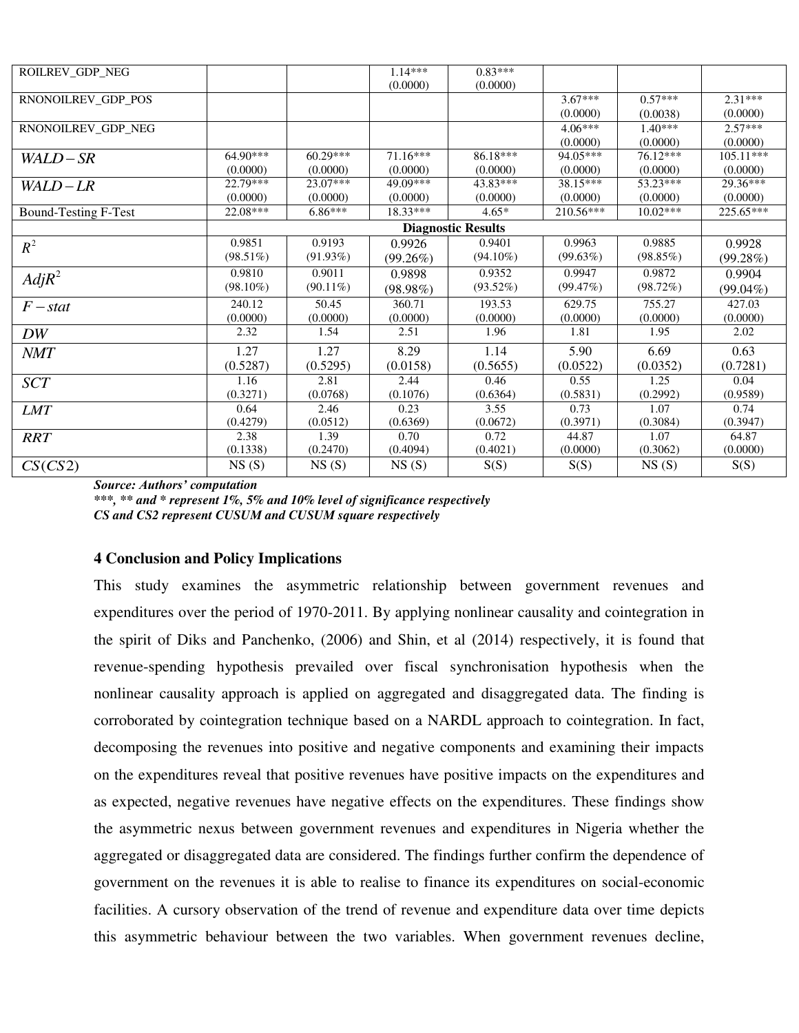| | | | | | | | |
|---|---|---|---|---|---|---|---|
| ROILREV_GDP_NEG | | | 1.14*** (0.0000) | 0.83*** (0.0000) | | | |
| RNONOILREV_GDP_POS | | | | | 3.67*** (0.0000) | 0.57*** (0.0038) | 2.31*** (0.0000) |
| RNONOILREV_GDP_NEG | | | | | 4.06*** (0.0000) | 1.40*** (0.0000) | 2.57*** (0.0000) |
| $WALD-SR$ | 64.90*** (0.0000) | 60.29*** (0.0000) | 71.16*** (0.0000) | 86.18*** (0.0000) | 94.05*** (0.0000) | 76.12*** (0.0000) | 105.11*** (0.0000) |
| $WALD-LR$ | 22.79*** (0.0000) | 23.07*** (0.0000) | 49.09*** (0.0000) | 43.83*** (0.0000) | 38.15*** (0.0000) | 53.23*** (0.0000) | 29.36*** (0.0000) |
| Bound-Testing F-Test | 22.08*** | 6.86*** | 18.33*** | 4.65* | 210.56*** | 10.02*** | 225.65*** |
| | **Diagnostic Results** | | | | | | |
| $R^2$ | 0.9851 (98.51%) | 0.9193 (91.93%) | 0.9926 (99.26%) | 0.9401 (94.10%) | 0.9963 (99.63%) | 0.9885 (98.85%) | 0.9928 (99.28%) |
| $AdjR^2$ | 0.9810 (98.10%) | 0.9011 (90.11%) | 0.9898 (98.98%) | 0.9352 (93.52%) | 0.9947 (99.47%) | 0.9872 (98.72%) | 0.9904 (99.04%) |
| $F-stat$ | 240.12 (0.0000) | 50.45 (0.0000) | 360.71 (0.0000) | 193.53 (0.0000) | 629.75 (0.0000) | 755.27 (0.0000) | 427.03 (0.0000) |
| $DW$ | 2.32 | 1.54 | 2.51 | 1.96 | 1.81 | 1.95 | 2.02 |
| $NMT$ | 1.27 (0.5287) | 1.27 (0.5295) | 8.29 (0.0158) | 1.14 (0.5655) | 5.90 (0.0522) | 6.69 (0.0352) | 0.63 (0.7281) |
| $SCT$ | 1.16 (0.3271) | 2.81 (0.0768) | 2.44 (0.1076) | 0.46 (0.6364) | 0.55 (0.5831) | 1.25 (0.2992) | 0.04 (0.9589) |
| $LMT$ | 0.64 (0.4279) | 2.46 (0.0512) | 0.23 (0.6369) | 3.55 (0.0672) | 0.73 (0.3971) | 1.07 (0.3084) | 0.74 (0.3947) |
| $RRT$ | 2.38 (0.1338) | 1.39 (0.2470) | 0.70 (0.4094) | 0.72 (0.4021) | 44.87 (0.0000) | 1.07 (0.3062) | 64.87 (0.0000) |
| $CS(CS2)$ | NS (S) | NS (S) | NS (S) | S(S) | S(S) | NS (S) | S(S) |

***Source: Authors' computation***

****, ** and * represent 1%, 5% and 10% level of significance respectively***

***CS and CS2 represent CUSUM and CUSUM square respectively***

## 4 Conclusion and Policy Implications

This study examines the asymmetric relationship between government revenues and expenditures over the period of 1970-2011. By applying nonlinear causality and cointegration in the spirit of Diks and Panchenko, (2006) and Shin, et al (2014) respectively, it is found that revenue-spending hypothesis prevailed over fiscal synchronisation hypothesis when the nonlinear causality approach is applied on aggregated and disaggregated data. The finding is corroborated by cointegration technique based on a NARDL approach to cointegration. In fact, decomposing the revenues into positive and negative components and examining their impacts on the expenditures reveal that positive revenues have positive impacts on the expenditures and as expected, negative revenues have negative effects on the expenditures. These findings show the asymmetric nexus between government revenues and expenditures in Nigeria whether the aggregated or disaggregated data are considered. The findings further confirm the dependence of government on the revenues it is able to realise to finance its expenditures on social-economic facilities. A cursory observation of the trend of revenue and expenditure data over time depicts this asymmetric behaviour between the two variables. When government revenues decline,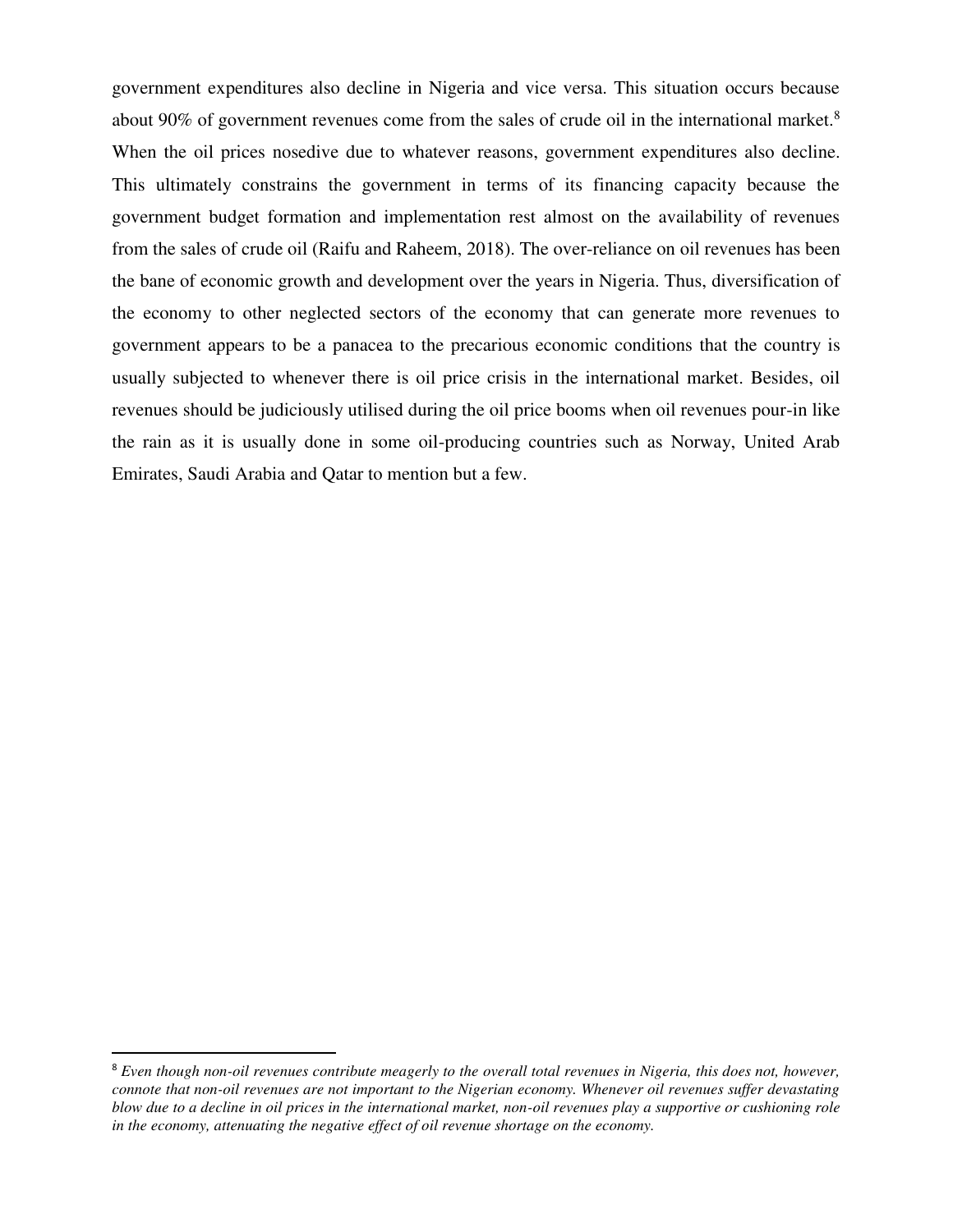government expenditures also decline in Nigeria and vice versa. This situation occurs because about 90% of government revenues come from the sales of crude oil in the international market.[8] When the oil prices nosedive due to whatever reasons, government expenditures also decline. This ultimately constrains the government in terms of its financing capacity because the government budget formation and implementation rest almost on the availability of revenues from the sales of crude oil (Raifu and Raheem, 2018). The over-reliance on oil revenues has been the bane of economic growth and development over the years in Nigeria. Thus, diversification of the economy to other neglected sectors of the economy that can generate more revenues to government appears to be a panacea to the precarious economic conditions that the country is usually subjected to whenever there is oil price crisis in the international market. Besides, oil revenues should be judiciously utilised during the oil price booms when oil revenues pour-in like the rain as it is usually done in some oil-producing countries such as Norway, United Arab Emirates, Saudi Arabia and Qatar to mention but a few.

---

[8] *Even though non-oil revenues contribute meagerly to the overall total revenues in Nigeria, this does not, however, connote that non-oil revenues are not important to the Nigerian economy. Whenever oil revenues suffer devastating blow due to a decline in oil prices in the international market, non-oil revenues play a supportive or cushioning role in the economy, attenuating the negative effect of oil revenue shortage on the economy.*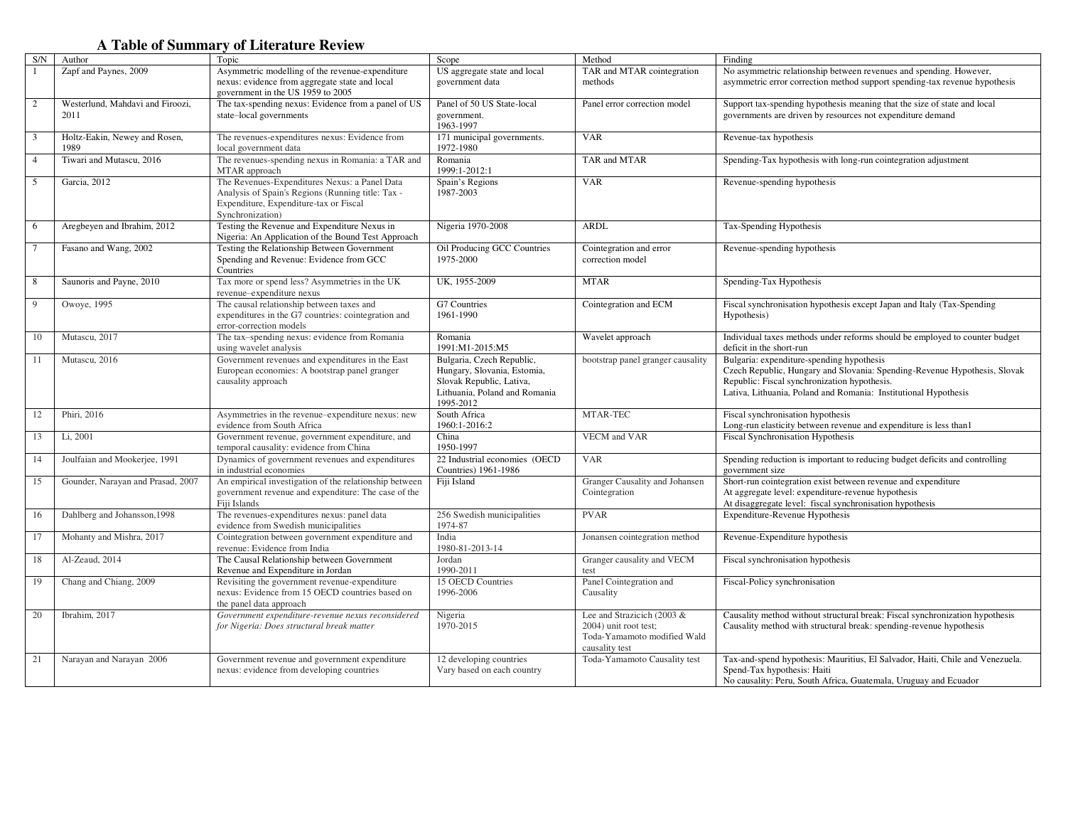## A Table of Summary of Literature Review

| S/N | Author | Topic | Scope | Method | Finding |
|---|---|---|---|---|---|
| 1 | Zapf and Paynes, 2009 | Asymmetric modelling of the revenue-expenditure nexus: evidence from aggregate state and local government in the US 1959 to 2005 | US aggregate state and local government data | TAR and MTAR cointegration methods | No asymmetric relationship between revenues and spending. However, asymmetric error correction method support spending-tax revenue hypothesis |
| 2 | Westerlund, Mahdavi and Firoozi, 2011 | The tax-spending nexus: Evidence from a panel of US state–local governments | Panel of 50 US State-local government. 1963-1997 | Panel error correction model | Support tax-spending hypothesis meaning that the size of state and local governments are driven by resources not expenditure demand |
| 3 | Holtz-Eakin, Newey and Rosen, 1989 | The revenues-expenditures nexus: Evidence from local government data | 171 municipal governments. 1972-1980 | VAR | Revenue-tax hypothesis |
| 4 | Tiwari and Mutascu, 2016 | The revenues-spending nexus in Romania: a TAR and MTAR approach | Romania 1999:1-2012:1 | TAR and MTAR | Spending-Tax hypothesis with long-run cointegration adjustment |
| 5 | Garcia, 2012 | The Revenues-Expenditures Nexus: a Panel Data Analysis of Spain's Regions (Running title: Tax - Expenditure, Expenditure-tax or Fiscal Synchronization) | Spain's Regions 1987-2003 | VAR | Revenue-spending hypothesis |
| 6 | Aregbeyen and Ibrahim, 2012 | Testing the Revenue and Expenditure Nexus in Nigeria: An Application of the Bound Test Approach | Nigeria 1970-2008 | ARDL | Tax-Spending Hypothesis |
| 7 | Fasano and Wang, 2002 | Testing the Relationship Between Government Spending and Revenue: Evidence from GCC Countries | Oil Producing GCC Countries 1975-2000 | Cointegration and error correction model | Revenue-spending hypothesis |
| 8 | Saunoris and Payne, 2010 | Tax more or spend less? Asymmetries in the UK revenue–expenditure nexus | UK, 1955-2009 | MTAR | Spending-Tax Hypothesis |
| 9 | Owoye, 1995 | The causal relationship between taxes and expenditures in the G7 countries: cointegration and error-correction models | G7 Countries 1961-1990 | Cointegration and ECM | Fiscal synchronisation hypothesis except Japan and Italy (Tax-Spending Hypothesis) |
| 10 | Mutascu, 2017 | The tax–spending nexus: evidence from Romania using wavelet analysis | Romania 1991:M1-2015:M5 | Wavelet approach | Individual taxes methods under reforms should be employed to counter budget deficit in the short-run |
| 11 | Mutascu, 2016 | Government revenues and expenditures in the East European economies: A bootstrap panel granger causality approach | Bulgaria, Czech Republic, Hungary, Slovania, Estomia, Slovak Republic, Lativa, Lithuania, Poland and Romania 1995-2012 | bootstrap panel granger causality | Bulgaria: expenditure-spending hypothesis<br>Czech Republic, Hungary and Slovania: Spending-Revenue Hypothesis, Slovak Republic: Fiscal synchronization hypothesis.<br>Lativa, Lithuania, Poland and Romania: Institutional Hypothesis |
| 12 | Phiri, 2016 | Asymmetries in the revenue–expenditure nexus: new evidence from South Africa | South Africa 1960:1-2016:2 | MTAR-TEC | Fiscal synchronisation hypothesis<br>Long-run elasticity between revenue and expenditure is less than1 |
| 13 | Li, 2001 | Government revenue, government expenditure, and temporal causality: evidence from China | China 1950-1997 | VECM and VAR | Fiscal Synchronisation Hypothesis |
| 14 | Joulfaian and Mookerjee, 1991 | Dynamics of government revenues and expenditures in industrial economies | 22 Industrial economies (OECD Countries) 1961-1986 | VAR | Spending reduction is important to reducing budget deficits and controlling government size |
| 15 | Gounder, Narayan and Prasad, 2007 | An empirical investigation of the relationship between government revenue and expenditure: The case of the Fiji Islands | Fiji Island | Granger Causality and Johansen Cointegration | Short-run cointegration exist between revenue and expenditure<br>At aggregate level: expenditure-revenue hypothesis<br>At disaggregate level: fiscal synchronisation hypothesis |
| 16 | Dahlberg and Johansson,1998 | The revenues-expenditures nexus: panel data evidence from Swedish municipalities | 256 Swedish municipalities 1974-87 | PVAR | Expenditure-Revenue Hypothesis |
| 17 | Mohanty and Mishra, 2017 | Cointegration between government expenditure and revenue: Evidence from India | India 1980-81-2013-14 | Jonansen cointegration method | Revenue-Expenditure hypothesis |
| 18 | Al-Zeaud, 2014 | The Causal Relationship between Government Revenue and Expenditure in Jordan | Jordan 1990-2011 | Granger causality and VECM test | Fiscal synchronisation hypothesis |
| 19 | Chang and Chiang, 2009 | Revisiting the government revenue-expenditure nexus: Evidence from 15 OECD countries based on the panel data approach | 15 OECD Countries 1996-2006 | Panel Cointegration and Causality | Fiscal-Policy synchronisation |
| 20 | Ibrahim, 2017 | *Government expenditure-revenue nexus reconsidered for Nigeria: Does structural break matter* | Nigeria 1970-2015 | Lee and Strazicich (2003 & 2004) unit root test; Toda-Yamamoto modified Wald causality test | Causality method without structural break: Fiscal synchronization hypothesis<br>Causality method with structural break: spending-revenue hypothesis |
| 21 | Narayan and Narayan 2006 | Government revenue and government expenditure nexus: evidence from developing countries | 12 developing countries Vary based on each country | Toda-Yamamoto Causality test | Tax-and-spend hypothesis: Mauritius, El Salvador, Haiti, Chile and Venezuela.<br>Spend-Tax hypothesis: Haiti<br>No causality: Peru, South Africa, Guatemala, Uruguay and Ecuador |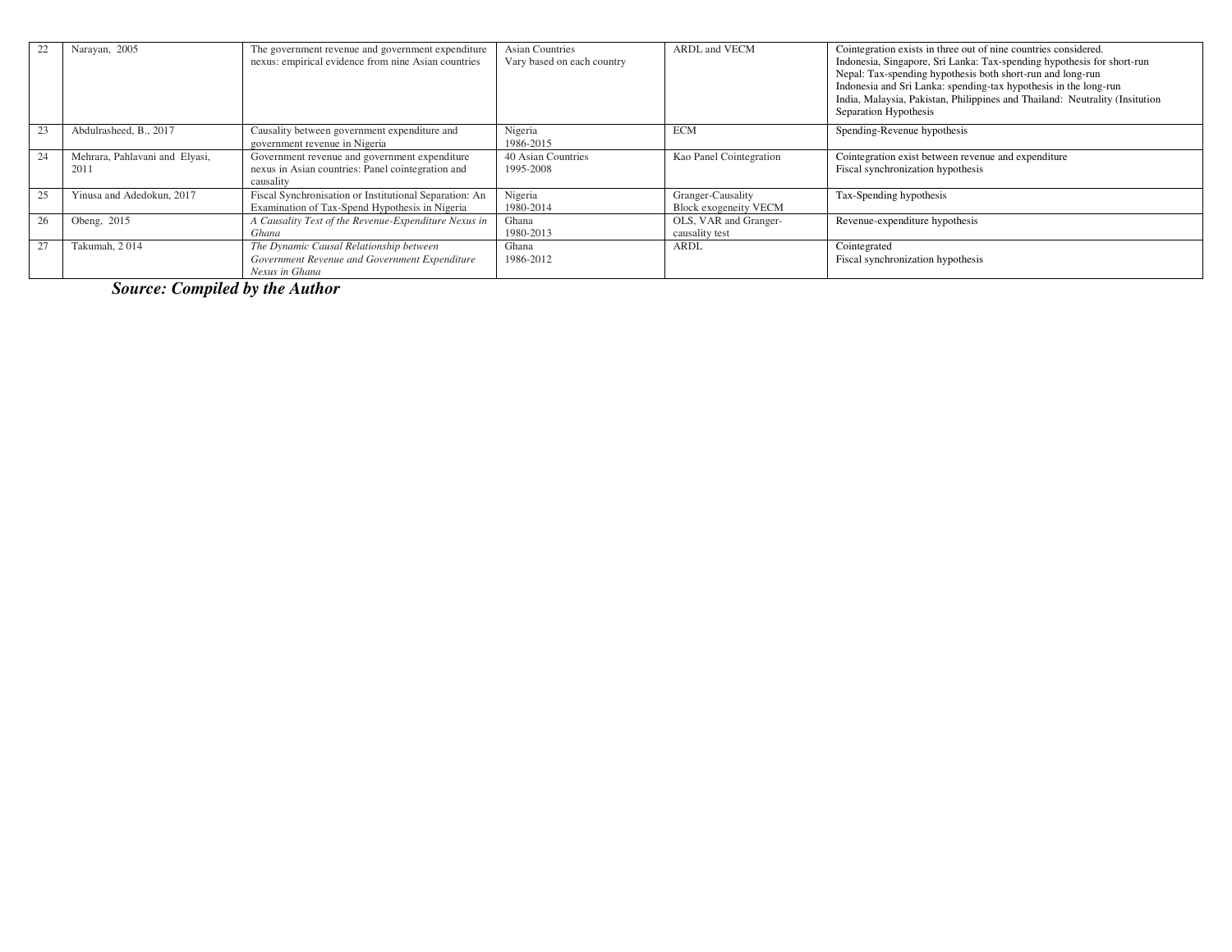| 22 | Narayan, 2005 | The government revenue and government expenditure nexus: empirical evidence from nine Asian countries | Asian Countries<br>Vary based on each country | ARDL and VECM | Cointegration exists in three out of nine countries considered.<br>Indonesia, Singapore, Sri Lanka: Tax-spending hypothesis for short-run<br>Nepal: Tax-spending hypothesis both short-run and long-run<br>Indonesia and Sri Lanka: spending-tax hypothesis in the long-run<br>India, Malaysia, Pakistan, Philippines and Thailand: Neutrality (Insitution Separation Hypothesis |
|---|---|---|---|---|---|
| 23 | Abdulrasheed, B., 2017 | Causality between government expenditure and government revenue in Nigeria | Nigeria<br>1986-2015 | ECM | Spending-Revenue hypothesis |
| 24 | Mehrara, Pahlavani and Elyasi, 2011 | Government revenue and government expenditure nexus in Asian countries: Panel cointegration and causality | 40 Asian Countries<br>1995-2008 | Kao Panel Cointegration | Cointegration exist between revenue and expenditure<br>Fiscal synchronization hypothesis |
| 25 | Yinusa and Adedokun, 2017 | Fiscal Synchronisation or Institutional Separation: An Examination of Tax-Spend Hypothesis in Nigeria | Nigeria<br>1980-2014 | Granger-Causality<br>Block exogeneity VECM | Tax-Spending hypothesis |
| 26 | Obeng, 2015 | *A Causality Test of the Revenue-Expenditure Nexus in Ghana* | Ghana<br>1980-2013 | OLS, VAR and Granger-causality test | Revenue-expenditure hypothesis |
| 27 | Takumah, 2 014 | *The Dynamic Causal Relationship between Government Revenue and Government Expenditure Nexus in Ghana* | Ghana<br>1986-2012 | ARDL | Cointegrated<br>Fiscal synchronization hypothesis |

***Source: Compiled by the Author***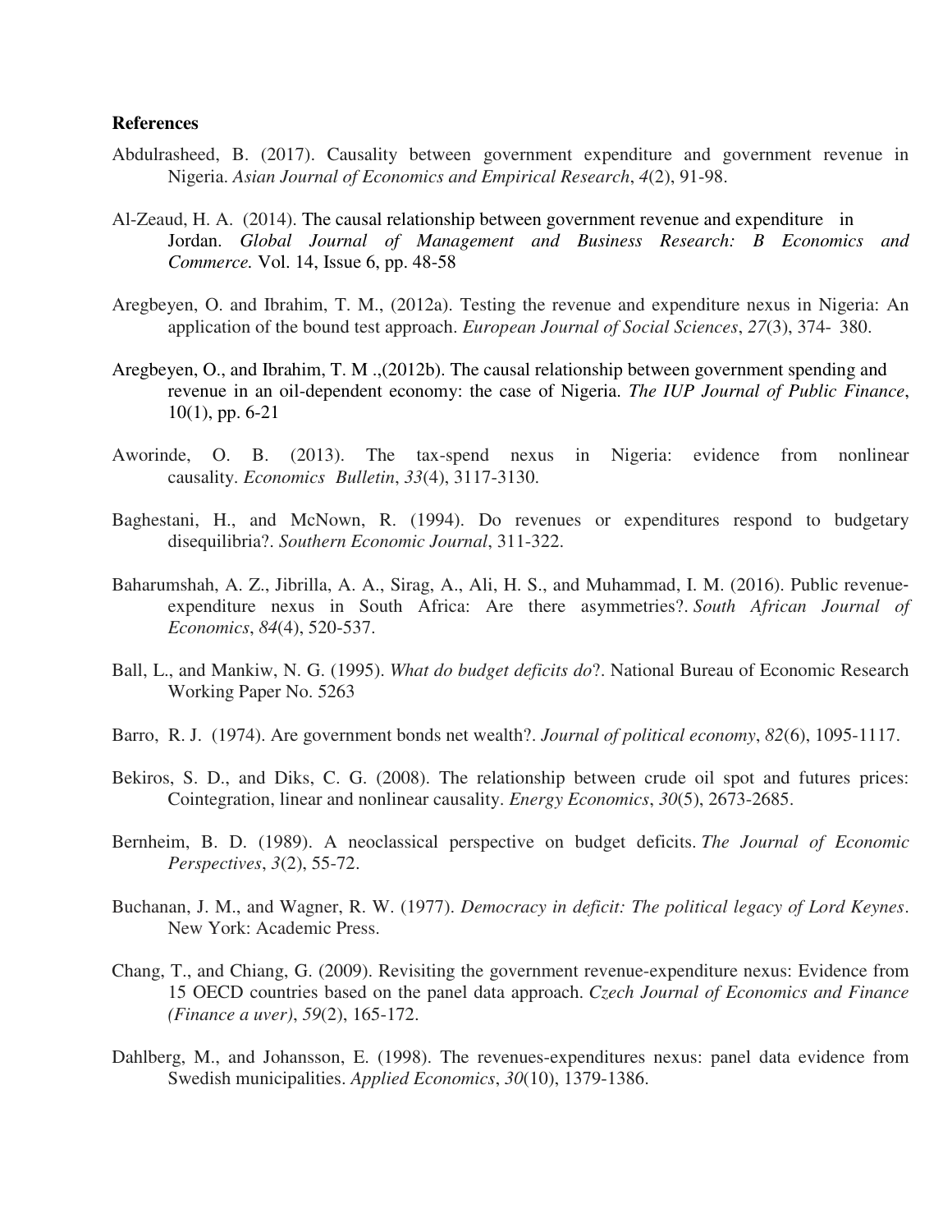**References**

Abdulrasheed, B. (2017). Causality between government expenditure and government revenue in Nigeria. *Asian Journal of Economics and Empirical Research*, *4*(2), 91-98.

Al-Zeaud, H. A. (2014). The causal relationship between government revenue and expenditure in Jordan. *Global Journal of Management and Business Research: B Economics and Commerce.* Vol. 14, Issue 6, pp. 48-58

Aregbeyen, O. and Ibrahim, T. M., (2012a). Testing the revenue and expenditure nexus in Nigeria: An application of the bound test approach. *European Journal of Social Sciences*, *27*(3), 374- 380.

Aregbeyen, O., and Ibrahim, T. M .,(2012b). The causal relationship between government spending and revenue in an oil-dependent economy: the case of Nigeria. *The IUP Journal of Public Finance*, 10(1), pp. 6-21

Aworinde, O. B. (2013). The tax-spend nexus in Nigeria: evidence from nonlinear causality. *Economics Bulletin*, *33*(4), 3117-3130.

Baghestani, H., and McNown, R. (1994). Do revenues or expenditures respond to budgetary disequilibria?. *Southern Economic Journal*, 311-322.

Baharumshah, A. Z., Jibrilla, A. A., Sirag, A., Ali, H. S., and Muhammad, I. M. (2016). Public revenue-expenditure nexus in South Africa: Are there asymmetries?. *South African Journal of Economics*, *84*(4), 520-537.

Ball, L., and Mankiw, N. G. (1995). *What do budget deficits do*?. National Bureau of Economic Research Working Paper No. 5263

Barro, R. J. (1974). Are government bonds net wealth?. *Journal of political economy*, *82*(6), 1095-1117.

Bekiros, S. D., and Diks, C. G. (2008). The relationship between crude oil spot and futures prices: Cointegration, linear and nonlinear causality. *Energy Economics*, *30*(5), 2673-2685.

Bernheim, B. D. (1989). A neoclassical perspective on budget deficits. *The Journal of Economic Perspectives*, *3*(2), 55-72.

Buchanan, J. M., and Wagner, R. W. (1977). *Democracy in deficit: The political legacy of Lord Keynes*. New York: Academic Press.

Chang, T., and Chiang, G. (2009). Revisiting the government revenue-expenditure nexus: Evidence from 15 OECD countries based on the panel data approach. *Czech Journal of Economics and Finance (Finance a uver)*, *59*(2), 165-172.

Dahlberg, M., and Johansson, E. (1998). The revenues-expenditures nexus: panel data evidence from Swedish municipalities. *Applied Economics*, *30*(10), 1379-1386.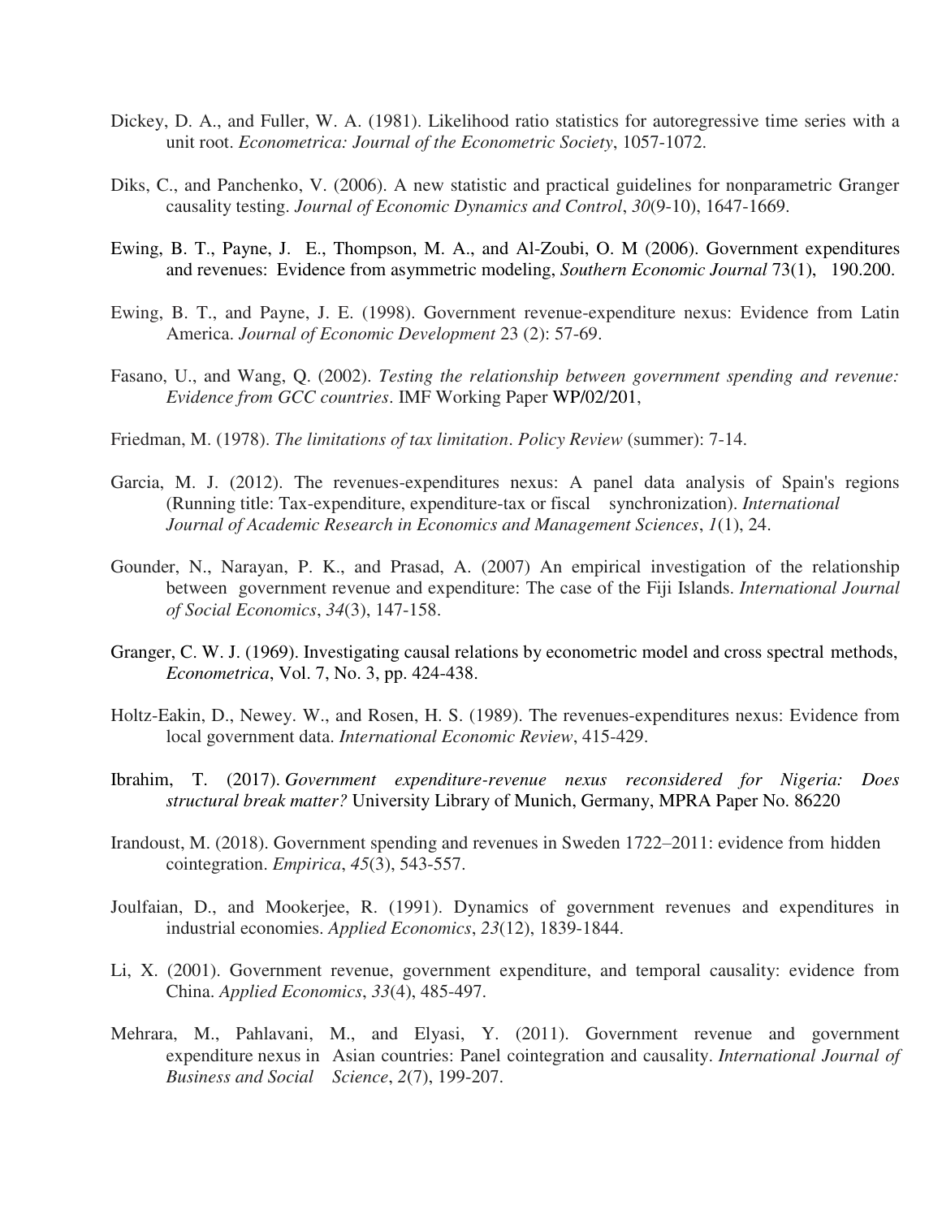Dickey, D. A., and Fuller, W. A. (1981). Likelihood ratio statistics for autoregressive time series with a unit root. *Econometrica: Journal of the Econometric Society*, 1057-1072.

Diks, C., and Panchenko, V. (2006). A new statistic and practical guidelines for nonparametric Granger causality testing. *Journal of Economic Dynamics and Control*, *30*(9-10), 1647-1669.

Ewing, B. T., Payne, J. E., Thompson, M. A., and Al-Zoubi, O. M (2006). Government expenditures and revenues: Evidence from asymmetric modeling, *Southern Economic Journal* 73(1), 190.200.

Ewing, B. T., and Payne, J. E. (1998). Government revenue-expenditure nexus: Evidence from Latin America. *Journal of Economic Development* 23 (2): 57-69.

Fasano, U., and Wang, Q. (2002). *Testing the relationship between government spending and revenue: Evidence from GCC countries*. IMF Working Paper WP/02/201,

Friedman, M. (1978). *The limitations of tax limitation*. *Policy Review* (summer): 7-14.

Garcia, M. J. (2012). The revenues-expenditures nexus: A panel data analysis of Spain's regions (Running title: Tax-expenditure, expenditure-tax or fiscal synchronization). *International Journal of Academic Research in Economics and Management Sciences*, *1*(1), 24.

Gounder, N., Narayan, P. K., and Prasad, A. (2007) An empirical investigation of the relationship between government revenue and expenditure: The case of the Fiji Islands. *International Journal of Social Economics*, *34*(3), 147-158.

Granger, C. W. J. (1969). Investigating causal relations by econometric model and cross spectral methods, *Econometrica*, Vol. 7, No. 3, pp. 424-438.

Holtz-Eakin, D., Newey. W., and Rosen, H. S. (1989). The revenues-expenditures nexus: Evidence from local government data. *International Economic Review*, 415-429.

Ibrahim, T. (2017). *Government expenditure-revenue nexus reconsidered for Nigeria: Does structural break matter?* University Library of Munich, Germany, MPRA Paper No. 86220

Irandoust, M. (2018). Government spending and revenues in Sweden 1722–2011: evidence from hidden cointegration. *Empirica*, *45*(3), 543-557.

Joulfaian, D., and Mookerjee, R. (1991). Dynamics of government revenues and expenditures in industrial economies. *Applied Economics*, *23*(12), 1839-1844.

Li, X. (2001). Government revenue, government expenditure, and temporal causality: evidence from China. *Applied Economics*, *33*(4), 485-497.

Mehrara, M., Pahlavani, M., and Elyasi, Y. (2011). Government revenue and government expenditure nexus in Asian countries: Panel cointegration and causality. *International Journal of Business and Social Science*, *2*(7), 199-207.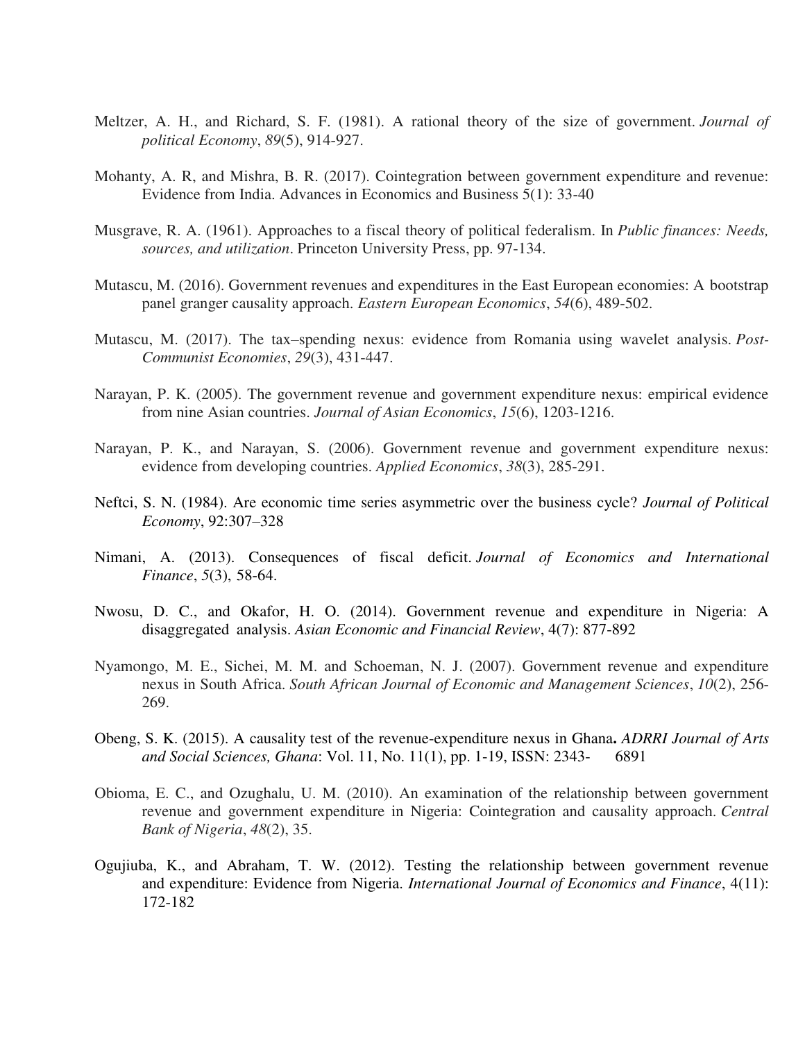Meltzer, A. H., and Richard, S. F. (1981). A rational theory of the size of government. *Journal of political Economy*, *89*(5), 914-927.

Mohanty, A. R, and Mishra, B. R. (2017). Cointegration between government expenditure and revenue: Evidence from India. Advances in Economics and Business 5(1): 33-40

Musgrave, R. A. (1961). Approaches to a fiscal theory of political federalism. In *Public finances: Needs, sources, and utilization*. Princeton University Press, pp. 97-134.

Mutascu, M. (2016). Government revenues and expenditures in the East European economies: A bootstrap panel granger causality approach. *Eastern European Economics*, *54*(6), 489-502.

Mutascu, M. (2017). The tax–spending nexus: evidence from Romania using wavelet analysis. *Post-Communist Economies*, *29*(3), 431-447.

Narayan, P. K. (2005). The government revenue and government expenditure nexus: empirical evidence from nine Asian countries. *Journal of Asian Economics*, *15*(6), 1203-1216.

Narayan, P. K., and Narayan, S. (2006). Government revenue and government expenditure nexus: evidence from developing countries. *Applied Economics*, *38*(3), 285-291.

Neftci, S. N. (1984). Are economic time series asymmetric over the business cycle? *Journal of Political Economy*, 92:307–328

Nimani, A. (2013). Consequences of fiscal deficit. *Journal of Economics and International Finance*, *5*(3), 58-64.

Nwosu, D. C., and Okafor, H. O. (2014). Government revenue and expenditure in Nigeria: A disaggregated analysis. *Asian Economic and Financial Review*, 4(7): 877-892

Nyamongo, M. E., Sichei, M. M. and Schoeman, N. J. (2007). Government revenue and expenditure nexus in South Africa. *South African Journal of Economic and Management Sciences*, *10*(2), 256-269.

Obeng, S. K. (2015). A causality test of the revenue-expenditure nexus in Ghana**.** *ADRRI Journal of Arts and Social Sciences, Ghana*: Vol. 11, No. 11(1), pp. 1-19, ISSN: 2343- 6891

Obioma, E. C., and Ozughalu, U. M. (2010). An examination of the relationship between government revenue and government expenditure in Nigeria: Cointegration and causality approach. *Central Bank of Nigeria*, *48*(2), 35.

Ogujiuba, K., and Abraham, T. W. (2012). Testing the relationship between government revenue and expenditure: Evidence from Nigeria. *International Journal of Economics and Finance*, 4(11): 172-182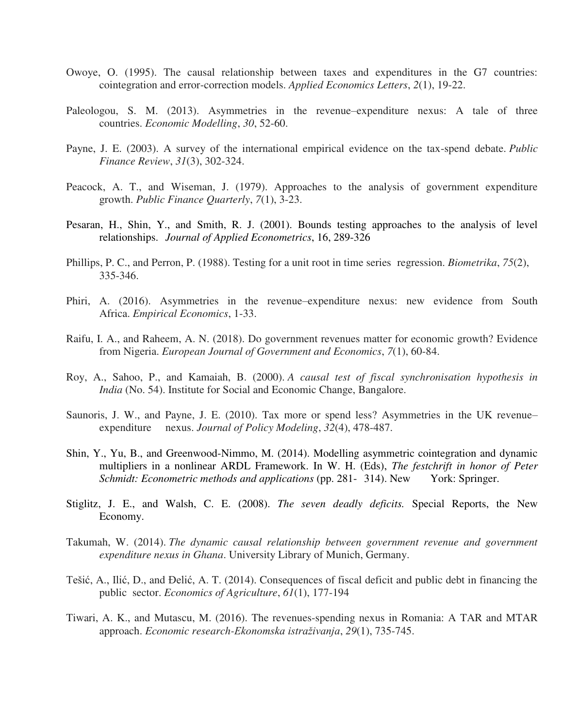Owoye, O. (1995). The causal relationship between taxes and expenditures in the G7 countries: cointegration and error-correction models. *Applied Economics Letters*, *2*(1), 19-22.

Paleologou, S. M. (2013). Asymmetries in the revenue–expenditure nexus: A tale of three countries. *Economic Modelling*, *30*, 52-60.

Payne, J. E. (2003). A survey of the international empirical evidence on the tax-spend debate. *Public Finance Review*, *31*(3), 302-324.

Peacock, A. T., and Wiseman, J. (1979). Approaches to the analysis of government expenditure growth. *Public Finance Quarterly*, *7*(1), 3-23.

Pesaran, H., Shin, Y., and Smith, R. J. (2001). Bounds testing approaches to the analysis of level relationships. *Journal of Applied Econometrics*, 16, 289-326

Phillips, P. C., and Perron, P. (1988). Testing for a unit root in time series regression. *Biometrika*, *75*(2), 335-346.

Phiri, A. (2016). Asymmetries in the revenue–expenditure nexus: new evidence from South Africa. *Empirical Economics*, 1-33.

Raifu, I. A., and Raheem, A. N. (2018). Do government revenues matter for economic growth? Evidence from Nigeria. *European Journal of Government and Economics*, *7*(1), 60-84.

Roy, A., Sahoo, P., and Kamaiah, B. (2000). *A causal test of fiscal synchronisation hypothesis in India* (No. 54). Institute for Social and Economic Change, Bangalore.

Saunoris, J. W., and Payne, J. E. (2010). Tax more or spend less? Asymmetries in the UK revenue–expenditure nexus. *Journal of Policy Modeling*, *32*(4), 478-487.

Shin, Y., Yu, B., and Greenwood-Nimmo, M. (2014). Modelling asymmetric cointegration and dynamic multipliers in a nonlinear ARDL Framework. In W. H. (Eds), *The festchrift in honor of Peter Schmidt: Econometric methods and applications* (pp. 281- 314). New York: Springer.

Stiglitz, J. E., and Walsh, C. E. (2008). *The seven deadly deficits.* Special Reports, the New Economy.

Takumah, W. (2014). *The dynamic causal relationship between government revenue and government expenditure nexus in Ghana*. University Library of Munich, Germany.

Tešić, A., Ilić, D., and Đelić, A. T. (2014). Consequences of fiscal deficit and public debt in financing the public sector. *Economics of Agriculture*, *61*(1), 177-194

Tiwari, A. K., and Mutascu, M. (2016). The revenues-spending nexus in Romania: A TAR and MTAR approach. *Economic research-Ekonomska istraživanja*, *29*(1), 735-745.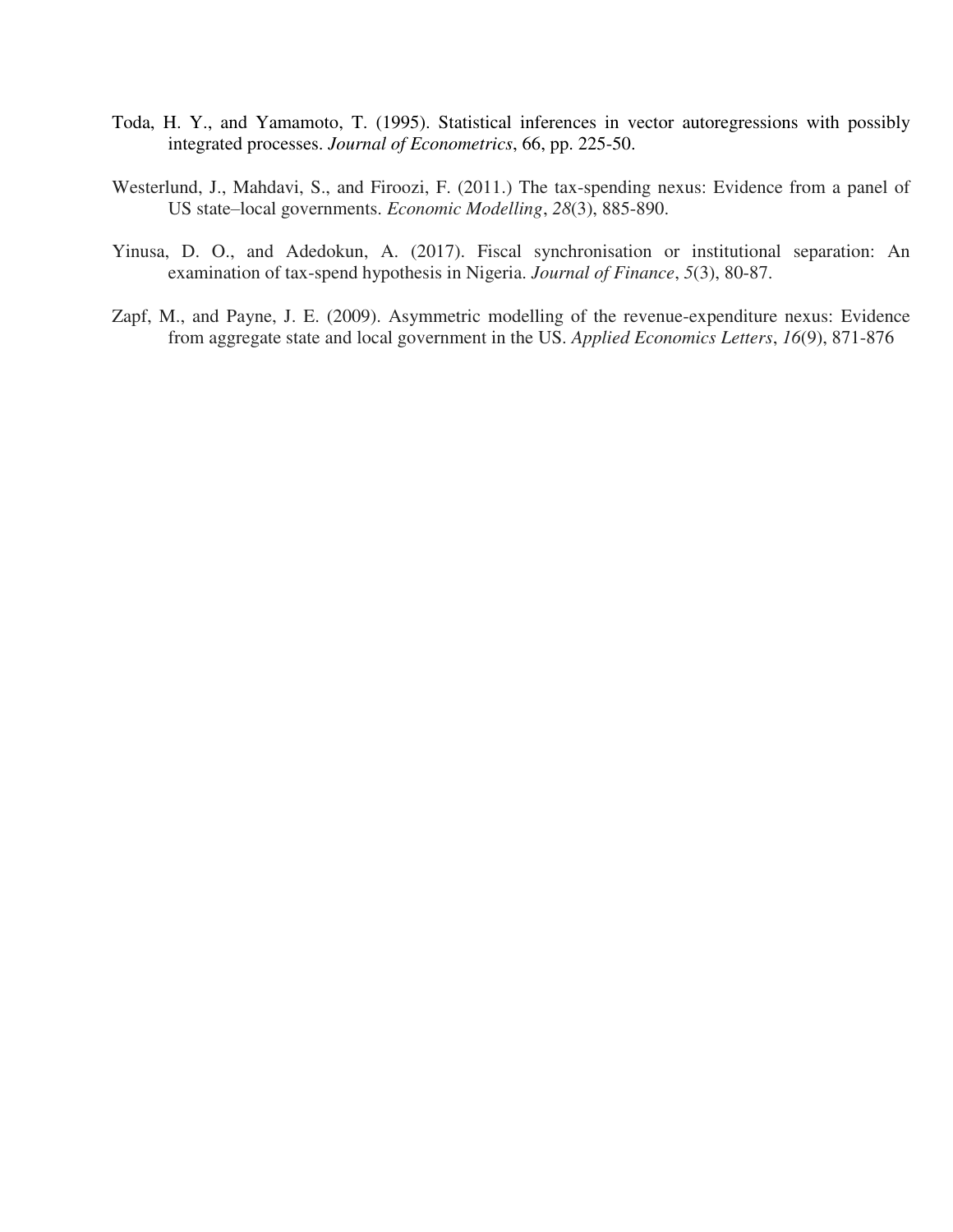Toda, H. Y., and Yamamoto, T. (1995). Statistical inferences in vector autoregressions with possibly integrated processes. *Journal of Econometrics*, 66, pp. 225-50.

Westerlund, J., Mahdavi, S., and Firoozi, F. (2011.) The tax-spending nexus: Evidence from a panel of US state–local governments. *Economic Modelling*, *28*(3), 885-890.

Yinusa, D. O., and Adedokun, A. (2017). Fiscal synchronisation or institutional separation: An examination of tax-spend hypothesis in Nigeria. *Journal of Finance*, *5*(3), 80-87.

Zapf, M., and Payne, J. E. (2009). Asymmetric modelling of the revenue-expenditure nexus: Evidence from aggregate state and local government in the US. *Applied Economics Letters*, *16*(9), 871-876